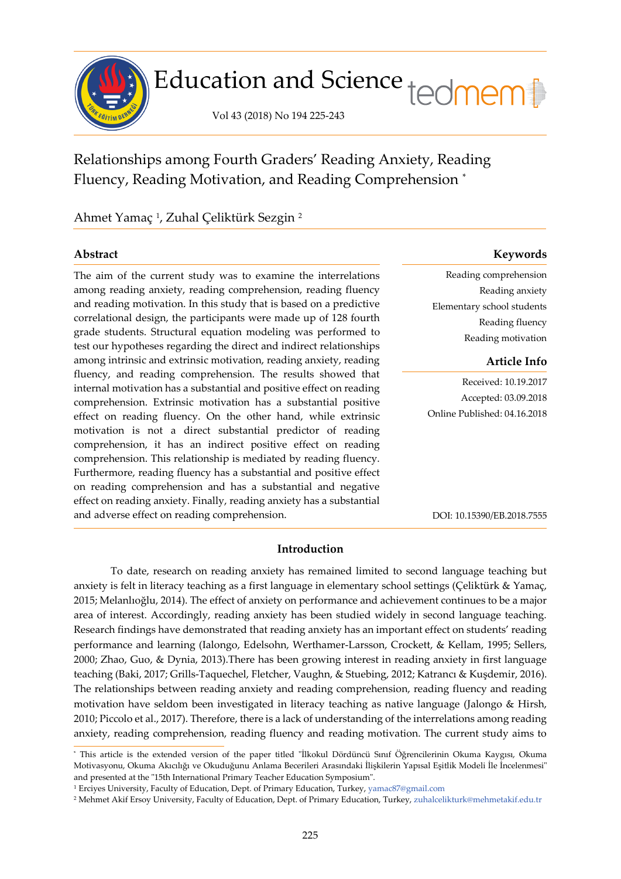# Relationships among Fourth Graders' Reading Anxiety, Reading Fluency, Reading Motivation, and Reading Comprehension *

Ahmet Yamaç [1], Zuhal Çeliktürk Sezgin [2]

## Abstract

The aim of the current study was to examine the interrelations among reading anxiety, reading comprehension, reading fluency and reading motivation. In this study that is based on a predictive correlational design, the participants were made up of 128 fourth grade students. Structural equation modeling was performed to test our hypotheses regarding the direct and indirect relationships among intrinsic and extrinsic motivation, reading anxiety, reading fluency, and reading comprehension. The results showed that internal motivation has a substantial and positive effect on reading comprehension. Extrinsic motivation has a substantial positive effect on reading fluency. On the other hand, while extrinsic motivation is not a direct substantial predictor of reading comprehension, it has an indirect positive effect on reading comprehension. This relationship is mediated by reading fluency. Furthermore, reading fluency has a substantial and positive effect on reading comprehension and has a substantial and negative effect on reading anxiety. Finally, reading anxiety has a substantial and adverse effect on reading comprehension.

## Keywords

Reading comprehension
Reading anxiety
Elementary school students
Reading fluency
Reading motivation

## Article Info

Received: 10.19.2017
Accepted: 03.09.2018
Online Published: 04.16.2018

DOI: 10.15390/EB.2018.7555

## Introduction

To date, research on reading anxiety has remained limited to second language teaching but anxiety is felt in literacy teaching as a first language in elementary school settings (Çeliktürk & Yamaç, 2015; Melanlıoğlu, 2014). The effect of anxiety on performance and achievement continues to be a major area of interest. Accordingly, reading anxiety has been studied widely in second language teaching. Research findings have demonstrated that reading anxiety has an important effect on students' reading performance and learning (Ialongo, Edelsohn, Werthamer-Larsson, Crockett, & Kellam, 1995; Sellers, 2000; Zhao, Guo, & Dynia, 2013).There has been growing interest in reading anxiety in first language teaching (Baki, 2017; Grills-Taquechel, Fletcher, Vaughn, & Stuebing, 2012; Katrancı & Kuşdemir, 2016). The relationships between reading anxiety and reading comprehension, reading fluency and reading motivation have seldom been investigated in literacy teaching as native language (Jalongo & Hirsh, 2010; Piccolo et al., 2017). Therefore, there is a lack of understanding of the interrelations among reading anxiety, reading comprehension, reading fluency and reading motivation. The current study aims to

* This article is the extended version of the paper titled "İlkokul Dördüncü Sınıf Öğrencilerinin Okuma Kaygısı, Okuma Motivasyonu, Okuma Akıcılığı ve Okuduğunu Anlama Becerileri Arasındaki İlişkilerin Yapısal Eşitlik Modeli İle İncelenmesi" and presented at the "15th International Primary Teacher Education Symposium".

[1] Erciyes University, Faculty of Education, Dept. of Primary Education, Turkey, yamac87@gmail.com

[2] Mehmet Akif Ersoy University, Faculty of Education, Dept. of Primary Education, Turkey, zuhalcelikturk@mehmetakif.edu.tr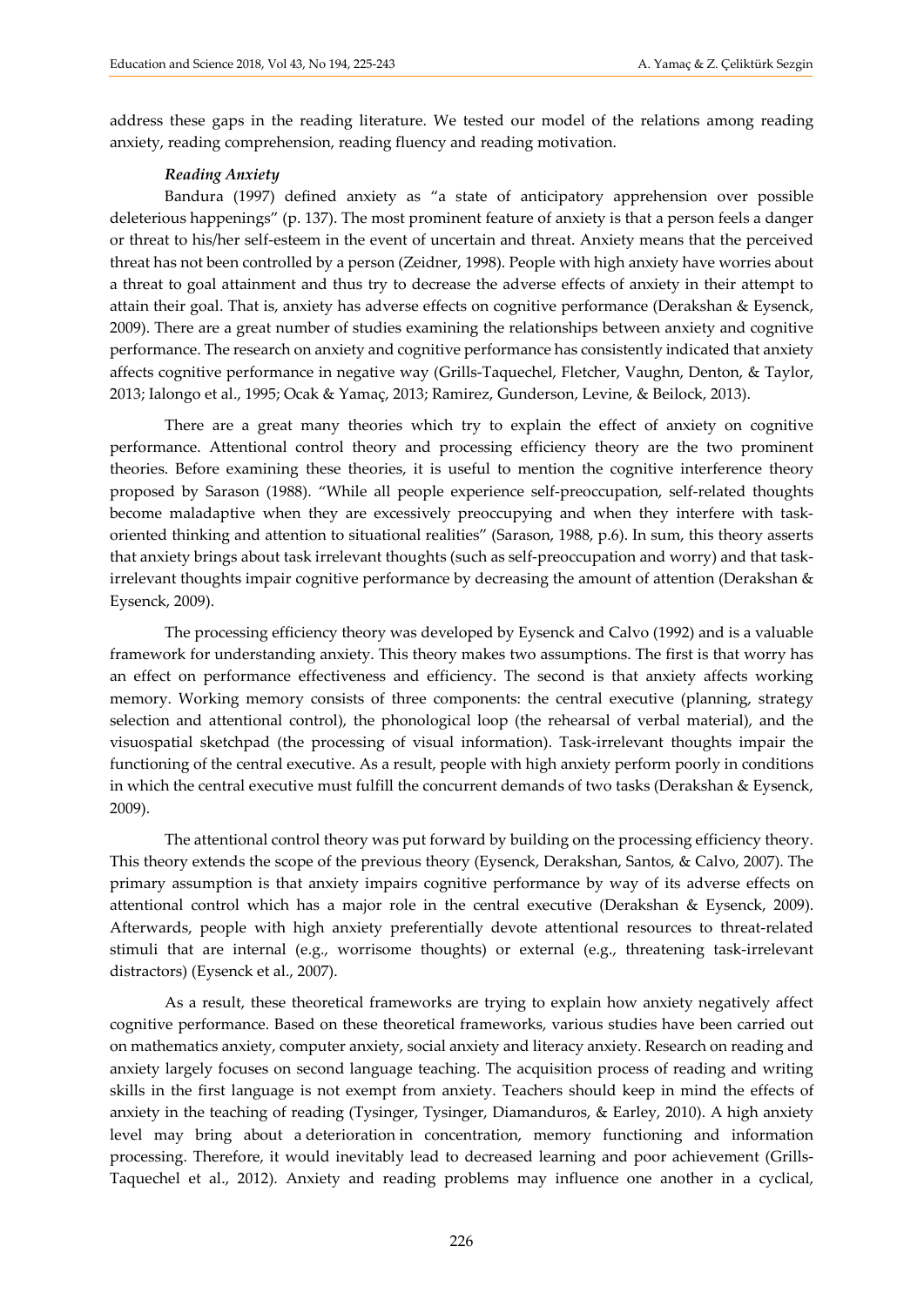address these gaps in the reading literature. We tested our model of the relations among reading anxiety, reading comprehension, reading fluency and reading motivation.

### *Reading Anxiety*

Bandura (1997) defined anxiety as "a state of anticipatory apprehension over possible deleterious happenings" (p. 137). The most prominent feature of anxiety is that a person feels a danger or threat to his/her self-esteem in the event of uncertain and threat. Anxiety means that the perceived threat has not been controlled by a person (Zeidner, 1998). People with high anxiety have worries about a threat to goal attainment and thus try to decrease the adverse effects of anxiety in their attempt to attain their goal. That is, anxiety has adverse effects on cognitive performance (Derakshan & Eysenck, 2009). There are a great number of studies examining the relationships between anxiety and cognitive performance. The research on anxiety and cognitive performance has consistently indicated that anxiety affects cognitive performance in negative way (Grills-Taquechel, Fletcher, Vaughn, Denton, & Taylor, 2013; Ialongo et al., 1995; Ocak & Yamaç, 2013; Ramirez, Gunderson, Levine, & Beilock, 2013).

There are a great many theories which try to explain the effect of anxiety on cognitive performance. Attentional control theory and processing efficiency theory are the two prominent theories. Before examining these theories, it is useful to mention the cognitive interference theory proposed by Sarason (1988). "While all people experience self-preoccupation, self-related thoughts become maladaptive when they are excessively preoccupying and when they interfere with task-oriented thinking and attention to situational realities" (Sarason, 1988, p.6). In sum, this theory asserts that anxiety brings about task irrelevant thoughts (such as self-preoccupation and worry) and that task-irrelevant thoughts impair cognitive performance by decreasing the amount of attention (Derakshan & Eysenck, 2009).

The processing efficiency theory was developed by Eysenck and Calvo (1992) and is a valuable framework for understanding anxiety. This theory makes two assumptions. The first is that worry has an effect on performance effectiveness and efficiency. The second is that anxiety affects working memory. Working memory consists of three components: the central executive (planning, strategy selection and attentional control), the phonological loop (the rehearsal of verbal material), and the visuospatial sketchpad (the processing of visual information). Task-irrelevant thoughts impair the functioning of the central executive. As a result, people with high anxiety perform poorly in conditions in which the central executive must fulfill the concurrent demands of two tasks (Derakshan & Eysenck, 2009).

The attentional control theory was put forward by building on the processing efficiency theory. This theory extends the scope of the previous theory (Eysenck, Derakshan, Santos, & Calvo, 2007). The primary assumption is that anxiety impairs cognitive performance by way of its adverse effects on attentional control which has a major role in the central executive (Derakshan & Eysenck, 2009). Afterwards, people with high anxiety preferentially devote attentional resources to threat-related stimuli that are internal (e.g., worrisome thoughts) or external (e.g., threatening task-irrelevant distractors) (Eysenck et al., 2007).

As a result, these theoretical frameworks are trying to explain how anxiety negatively affect cognitive performance. Based on these theoretical frameworks, various studies have been carried out on mathematics anxiety, computer anxiety, social anxiety and literacy anxiety. Research on reading and anxiety largely focuses on second language teaching. The acquisition process of reading and writing skills in the first language is not exempt from anxiety. Teachers should keep in mind the effects of anxiety in the teaching of reading (Tysinger, Tysinger, Diamanduros, & Earley, 2010). A high anxiety level may bring about a deterioration in concentration, memory functioning and information processing. Therefore, it would inevitably lead to decreased learning and poor achievement (Grills-Taquechel et al., 2012). Anxiety and reading problems may influence one another in a cyclical,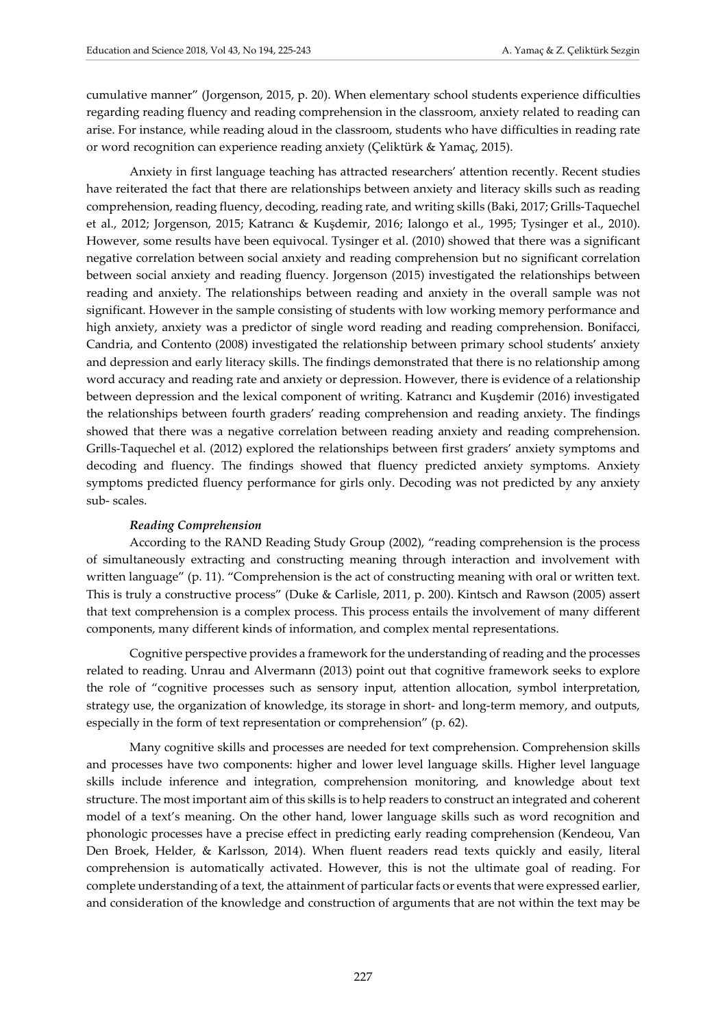cumulative manner" (Jorgenson, 2015, p. 20). When elementary school students experience difficulties regarding reading fluency and reading comprehension in the classroom, anxiety related to reading can arise. For instance, while reading aloud in the classroom, students who have difficulties in reading rate or word recognition can experience reading anxiety (Çeliktürk & Yamaç, 2015).

Anxiety in first language teaching has attracted researchers' attention recently. Recent studies have reiterated the fact that there are relationships between anxiety and literacy skills such as reading comprehension, reading fluency, decoding, reading rate, and writing skills (Baki, 2017; Grills-Taquechel et al., 2012; Jorgenson, 2015; Katrancı & Kuşdemir, 2016; Ialongo et al., 1995; Tysinger et al., 2010). However, some results have been equivocal. Tysinger et al. (2010) showed that there was a significant negative correlation between social anxiety and reading comprehension but no significant correlation between social anxiety and reading fluency. Jorgenson (2015) investigated the relationships between reading and anxiety. The relationships between reading and anxiety in the overall sample was not significant. However in the sample consisting of students with low working memory performance and high anxiety, anxiety was a predictor of single word reading and reading comprehension. Bonifacci, Candria, and Contento (2008) investigated the relationship between primary school students' anxiety and depression and early literacy skills. The findings demonstrated that there is no relationship among word accuracy and reading rate and anxiety or depression. However, there is evidence of a relationship between depression and the lexical component of writing. Katrancı and Kuşdemir (2016) investigated the relationships between fourth graders' reading comprehension and reading anxiety. The findings showed that there was a negative correlation between reading anxiety and reading comprehension. Grills-Taquechel et al. (2012) explored the relationships between first graders' anxiety symptoms and decoding and fluency. The findings showed that fluency predicted anxiety symptoms. Anxiety symptoms predicted fluency performance for girls only. Decoding was not predicted by any anxiety sub- scales.

### *Reading Comprehension*

According to the RAND Reading Study Group (2002), "reading comprehension is the process of simultaneously extracting and constructing meaning through interaction and involvement with written language" (p. 11). "Comprehension is the act of constructing meaning with oral or written text. This is truly a constructive process" (Duke & Carlisle, 2011, p. 200). Kintsch and Rawson (2005) assert that text comprehension is a complex process. This process entails the involvement of many different components, many different kinds of information, and complex mental representations.

Cognitive perspective provides a framework for the understanding of reading and the processes related to reading. Unrau and Alvermann (2013) point out that cognitive framework seeks to explore the role of "cognitive processes such as sensory input, attention allocation, symbol interpretation, strategy use, the organization of knowledge, its storage in short- and long-term memory, and outputs, especially in the form of text representation or comprehension" (p. 62).

Many cognitive skills and processes are needed for text comprehension. Comprehension skills and processes have two components: higher and lower level language skills. Higher level language skills include inference and integration, comprehension monitoring, and knowledge about text structure. The most important aim of this skills is to help readers to construct an integrated and coherent model of a text's meaning. On the other hand, lower language skills such as word recognition and phonologic processes have a precise effect in predicting early reading comprehension (Kendeou, Van Den Broek, Helder, & Karlsson, 2014). When fluent readers read texts quickly and easily, literal comprehension is automatically activated. However, this is not the ultimate goal of reading. For complete understanding of a text, the attainment of particular facts or events that were expressed earlier, and consideration of the knowledge and construction of arguments that are not within the text may be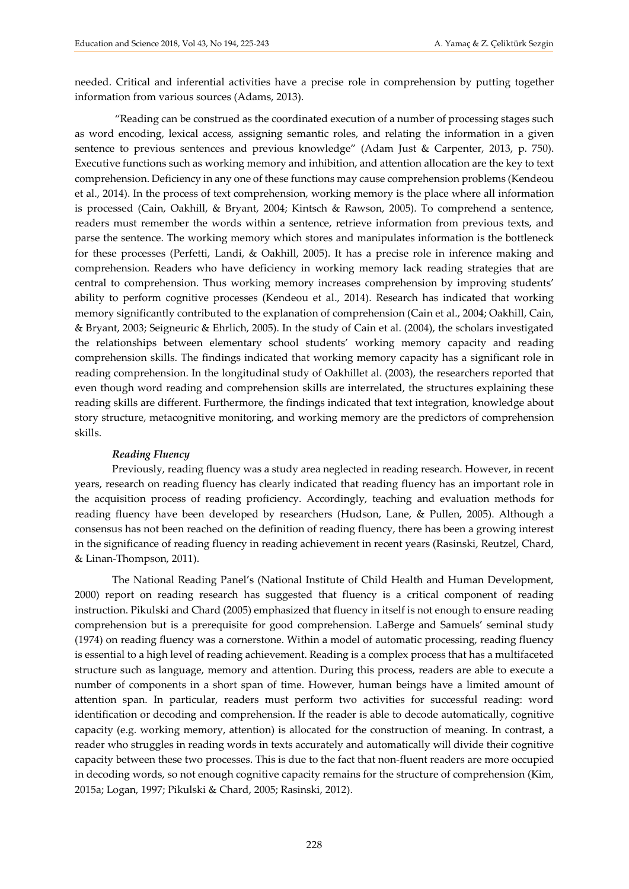needed. Critical and inferential activities have a precise role in comprehension by putting together information from various sources (Adams, 2013).

"Reading can be construed as the coordinated execution of a number of processing stages such as word encoding, lexical access, assigning semantic roles, and relating the information in a given sentence to previous sentences and previous knowledge" (Adam Just & Carpenter, 2013, p. 750). Executive functions such as working memory and inhibition, and attention allocation are the key to text comprehension. Deficiency in any one of these functions may cause comprehension problems (Kendeou et al., 2014). In the process of text comprehension, working memory is the place where all information is processed (Cain, Oakhill, & Bryant, 2004; Kintsch & Rawson, 2005). To comprehend a sentence, readers must remember the words within a sentence, retrieve information from previous texts, and parse the sentence. The working memory which stores and manipulates information is the bottleneck for these processes (Perfetti, Landi, & Oakhill, 2005). It has a precise role in inference making and comprehension. Readers who have deficiency in working memory lack reading strategies that are central to comprehension. Thus working memory increases comprehension by improving students' ability to perform cognitive processes (Kendeou et al., 2014). Research has indicated that working memory significantly contributed to the explanation of comprehension (Cain et al., 2004; Oakhill, Cain, & Bryant, 2003; Seigneuric & Ehrlich, 2005). In the study of Cain et al. (2004), the scholars investigated the relationships between elementary school students' working memory capacity and reading comprehension skills. The findings indicated that working memory capacity has a significant role in reading comprehension. In the longitudinal study of Oakhillet al. (2003), the researchers reported that even though word reading and comprehension skills are interrelated, the structures explaining these reading skills are different. Furthermore, the findings indicated that text integration, knowledge about story structure, metacognitive monitoring, and working memory are the predictors of comprehension skills.

***Reading Fluency***

Previously, reading fluency was a study area neglected in reading research. However, in recent years, research on reading fluency has clearly indicated that reading fluency has an important role in the acquisition process of reading proficiency. Accordingly, teaching and evaluation methods for reading fluency have been developed by researchers (Hudson, Lane, & Pullen, 2005). Although a consensus has not been reached on the definition of reading fluency, there has been a growing interest in the significance of reading fluency in reading achievement in recent years (Rasinski, Reutzel, Chard, & Linan-Thompson, 2011).

The National Reading Panel's (National Institute of Child Health and Human Development, 2000) report on reading research has suggested that fluency is a critical component of reading instruction. Pikulski and Chard (2005) emphasized that fluency in itself is not enough to ensure reading comprehension but is a prerequisite for good comprehension. LaBerge and Samuels' seminal study (1974) on reading fluency was a cornerstone. Within a model of automatic processing, reading fluency is essential to a high level of reading achievement. Reading is a complex process that has a multifaceted structure such as language, memory and attention. During this process, readers are able to execute a number of components in a short span of time. However, human beings have a limited amount of attention span. In particular, readers must perform two activities for successful reading: word identification or decoding and comprehension. If the reader is able to decode automatically, cognitive capacity (e.g. working memory, attention) is allocated for the construction of meaning. In contrast, a reader who struggles in reading words in texts accurately and automatically will divide their cognitive capacity between these two processes. This is due to the fact that non-fluent readers are more occupied in decoding words, so not enough cognitive capacity remains for the structure of comprehension (Kim, 2015a; Logan, 1997; Pikulski & Chard, 2005; Rasinski, 2012).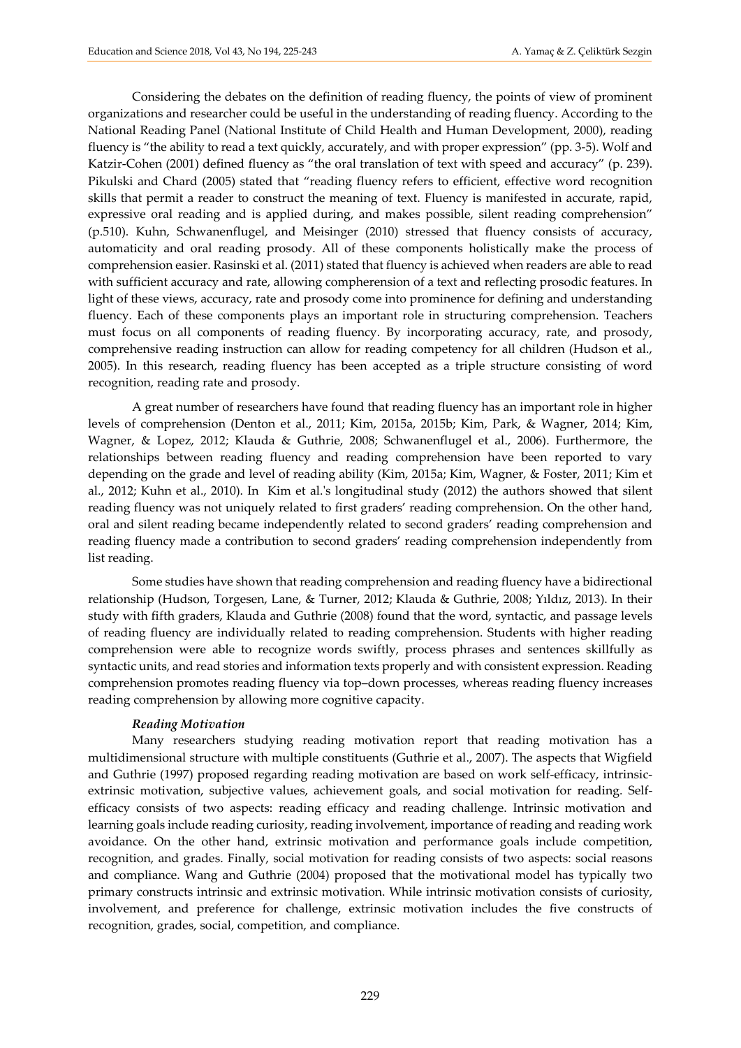Considering the debates on the definition of reading fluency, the points of view of prominent organizations and researcher could be useful in the understanding of reading fluency. According to the National Reading Panel (National Institute of Child Health and Human Development, 2000), reading fluency is "the ability to read a text quickly, accurately, and with proper expression" (pp. 3-5). Wolf and Katzir-Cohen (2001) defined fluency as "the oral translation of text with speed and accuracy" (p. 239). Pikulski and Chard (2005) stated that "reading fluency refers to efficient, effective word recognition skills that permit a reader to construct the meaning of text. Fluency is manifested in accurate, rapid, expressive oral reading and is applied during, and makes possible, silent reading comprehension" (p.510). Kuhn, Schwanenflugel, and Meisinger (2010) stressed that fluency consists of accuracy, automaticity and oral reading prosody. All of these components holistically make the process of comprehension easier. Rasinski et al. (2011) stated that fluency is achieved when readers are able to read with sufficient accuracy and rate, allowing compherension of a text and reflecting prosodic features. In light of these views, accuracy, rate and prosody come into prominence for defining and understanding fluency. Each of these components plays an important role in structuring comprehension. Teachers must focus on all components of reading fluency. By incorporating accuracy, rate, and prosody, comprehensive reading instruction can allow for reading competency for all children (Hudson et al., 2005). In this research, reading fluency has been accepted as a triple structure consisting of word recognition, reading rate and prosody.

A great number of researchers have found that reading fluency has an important role in higher levels of comprehension (Denton et al., 2011; Kim, 2015a, 2015b; Kim, Park, & Wagner, 2014; Kim, Wagner, & Lopez, 2012; Klauda & Guthrie, 2008; Schwanenflugel et al., 2006). Furthermore, the relationships between reading fluency and reading comprehension have been reported to vary depending on the grade and level of reading ability (Kim, 2015a; Kim, Wagner, & Foster, 2011; Kim et al., 2012; Kuhn et al., 2010). In Kim et al.'s longitudinal study (2012) the authors showed that silent reading fluency was not uniquely related to first graders' reading comprehension. On the other hand, oral and silent reading became independently related to second graders' reading comprehension and reading fluency made a contribution to second graders' reading comprehension independently from list reading.

Some studies have shown that reading comprehension and reading fluency have a bidirectional relationship (Hudson, Torgesen, Lane, & Turner, 2012; Klauda & Guthrie, 2008; Yıldız, 2013). In their study with fifth graders, Klauda and Guthrie (2008) found that the word, syntactic, and passage levels of reading fluency are individually related to reading comprehension. Students with higher reading comprehension were able to recognize words swiftly, process phrases and sentences skillfully as syntactic units, and read stories and information texts properly and with consistent expression. Reading comprehension promotes reading fluency via top–down processes, whereas reading fluency increases reading comprehension by allowing more cognitive capacity.

#### ***Reading Motivation***

Many researchers studying reading motivation report that reading motivation has a multidimensional structure with multiple constituents (Guthrie et al., 2007). The aspects that Wigfield and Guthrie (1997) proposed regarding reading motivation are based on work self-efficacy, intrinsic-extrinsic motivation, subjective values, achievement goals, and social motivation for reading. Self-efficacy consists of two aspects: reading efficacy and reading challenge. Intrinsic motivation and learning goals include reading curiosity, reading involvement, importance of reading and reading work avoidance. On the other hand, extrinsic motivation and performance goals include competition, recognition, and grades. Finally, social motivation for reading consists of two aspects: social reasons and compliance. Wang and Guthrie (2004) proposed that the motivational model has typically two primary constructs intrinsic and extrinsic motivation. While intrinsic motivation consists of curiosity, involvement, and preference for challenge, extrinsic motivation includes the five constructs of recognition, grades, social, competition, and compliance.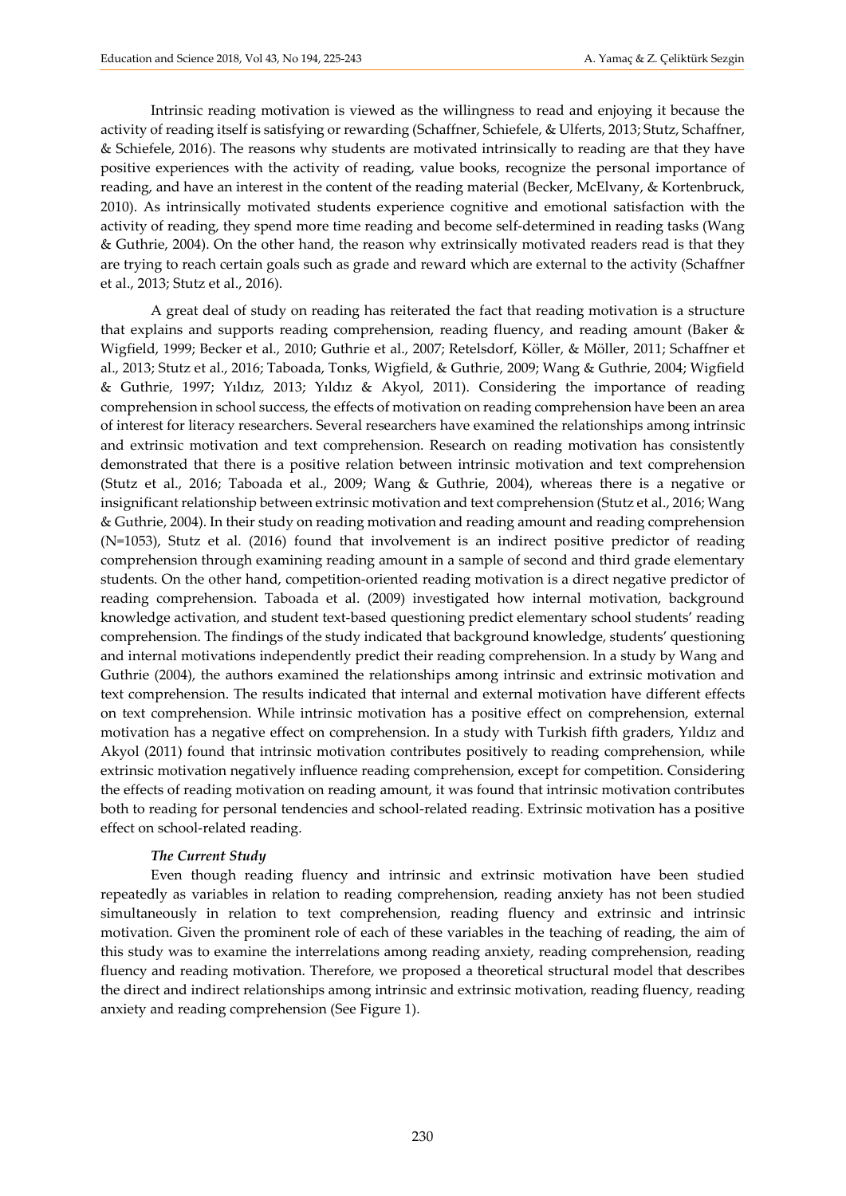Intrinsic reading motivation is viewed as the willingness to read and enjoying it because the activity of reading itself is satisfying or rewarding (Schaffner, Schiefele, & Ulferts, 2013; Stutz, Schaffner, & Schiefele, 2016). The reasons why students are motivated intrinsically to reading are that they have positive experiences with the activity of reading, value books, recognize the personal importance of reading, and have an interest in the content of the reading material (Becker, McElvany, & Kortenbruck, 2010). As intrinsically motivated students experience cognitive and emotional satisfaction with the activity of reading, they spend more time reading and become self-determined in reading tasks (Wang & Guthrie, 2004). On the other hand, the reason why extrinsically motivated readers read is that they are trying to reach certain goals such as grade and reward which are external to the activity (Schaffner et al., 2013; Stutz et al., 2016).

A great deal of study on reading has reiterated the fact that reading motivation is a structure that explains and supports reading comprehension, reading fluency, and reading amount (Baker & Wigfield, 1999; Becker et al., 2010; Guthrie et al., 2007; Retelsdorf, Köller, & Möller, 2011; Schaffner et al., 2013; Stutz et al., 2016; Taboada, Tonks, Wigfield, & Guthrie, 2009; Wang & Guthrie, 2004; Wigfield & Guthrie, 1997; Yıldız, 2013; Yıldız & Akyol, 2011). Considering the importance of reading comprehension in school success, the effects of motivation on reading comprehension have been an area of interest for literacy researchers. Several researchers have examined the relationships among intrinsic and extrinsic motivation and text comprehension. Research on reading motivation has consistently demonstrated that there is a positive relation between intrinsic motivation and text comprehension (Stutz et al., 2016; Taboada et al., 2009; Wang & Guthrie, 2004), whereas there is a negative or insignificant relationship between extrinsic motivation and text comprehension (Stutz et al., 2016; Wang & Guthrie, 2004). In their study on reading motivation and reading amount and reading comprehension (N=1053), Stutz et al. (2016) found that involvement is an indirect positive predictor of reading comprehension through examining reading amount in a sample of second and third grade elementary students. On the other hand, competition-oriented reading motivation is a direct negative predictor of reading comprehension. Taboada et al. (2009) investigated how internal motivation, background knowledge activation, and student text-based questioning predict elementary school students' reading comprehension. The findings of the study indicated that background knowledge, students' questioning and internal motivations independently predict their reading comprehension. In a study by Wang and Guthrie (2004), the authors examined the relationships among intrinsic and extrinsic motivation and text comprehension. The results indicated that internal and external motivation have different effects on text comprehension. While intrinsic motivation has a positive effect on comprehension, external motivation has a negative effect on comprehension. In a study with Turkish fifth graders, Yıldız and Akyol (2011) found that intrinsic motivation contributes positively to reading comprehension, while extrinsic motivation negatively influence reading comprehension, except for competition. Considering the effects of reading motivation on reading amount, it was found that intrinsic motivation contributes both to reading for personal tendencies and school-related reading. Extrinsic motivation has a positive effect on school-related reading.

### *The Current Study*

Even though reading fluency and intrinsic and extrinsic motivation have been studied repeatedly as variables in relation to reading comprehension, reading anxiety has not been studied simultaneously in relation to text comprehension, reading fluency and extrinsic and intrinsic motivation. Given the prominent role of each of these variables in the teaching of reading, the aim of this study was to examine the interrelations among reading anxiety, reading comprehension, reading fluency and reading motivation. Therefore, we proposed a theoretical structural model that describes the direct and indirect relationships among intrinsic and extrinsic motivation, reading fluency, reading anxiety and reading comprehension (See Figure 1).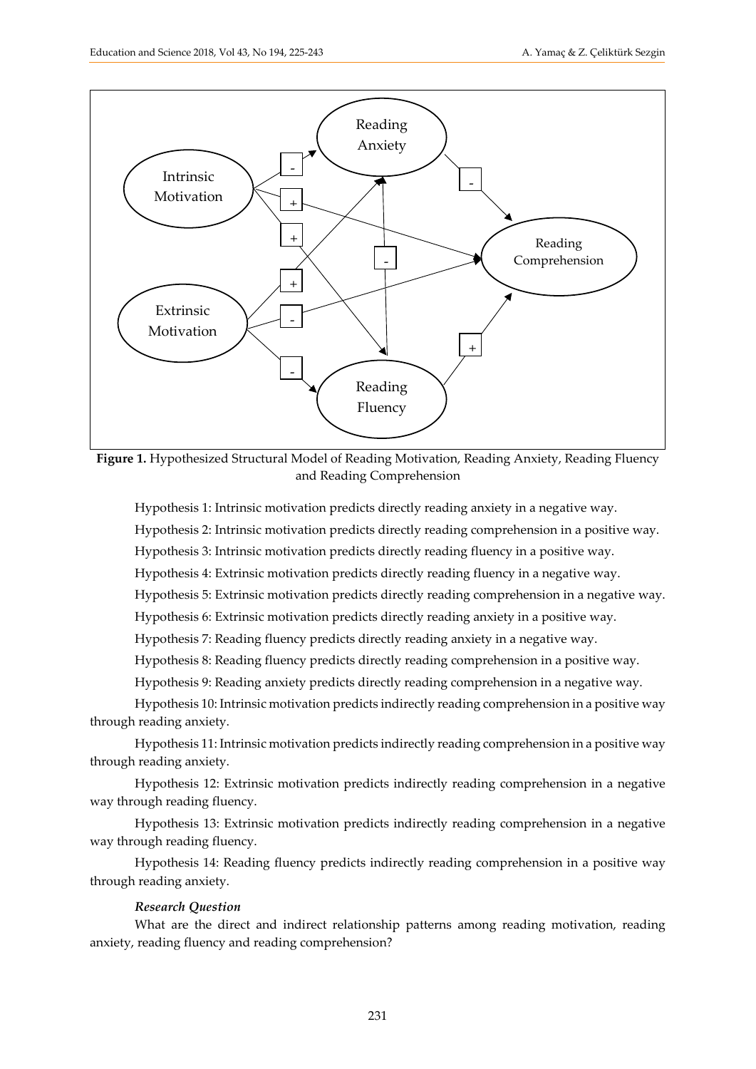**Figure 1.** Hypothesized Structural Model of Reading Motivation, Reading Anxiety, Reading Fluency and Reading Comprehension

Hypothesis 1: Intrinsic motivation predicts directly reading anxiety in a negative way.

Hypothesis 2: Intrinsic motivation predicts directly reading comprehension in a positive way.

Hypothesis 3: Intrinsic motivation predicts directly reading fluency in a positive way.

Hypothesis 4: Extrinsic motivation predicts directly reading fluency in a negative way.

Hypothesis 5: Extrinsic motivation predicts directly reading comprehension in a negative way.

Hypothesis 6: Extrinsic motivation predicts directly reading anxiety in a positive way.

Hypothesis 7: Reading fluency predicts directly reading anxiety in a negative way.

Hypothesis 8: Reading fluency predicts directly reading comprehension in a positive way.

Hypothesis 9: Reading anxiety predicts directly reading comprehension in a negative way.

Hypothesis 10: Intrinsic motivation predicts indirectly reading comprehension in a positive way through reading anxiety.

Hypothesis 11: Intrinsic motivation predicts indirectly reading comprehension in a positive way through reading anxiety.

Hypothesis 12: Extrinsic motivation predicts indirectly reading comprehension in a negative way through reading fluency.

Hypothesis 13: Extrinsic motivation predicts indirectly reading comprehension in a negative way through reading fluency.

Hypothesis 14: Reading fluency predicts indirectly reading comprehension in a positive way through reading anxiety.

***Research Question***

What are the direct and indirect relationship patterns among reading motivation, reading anxiety, reading fluency and reading comprehension?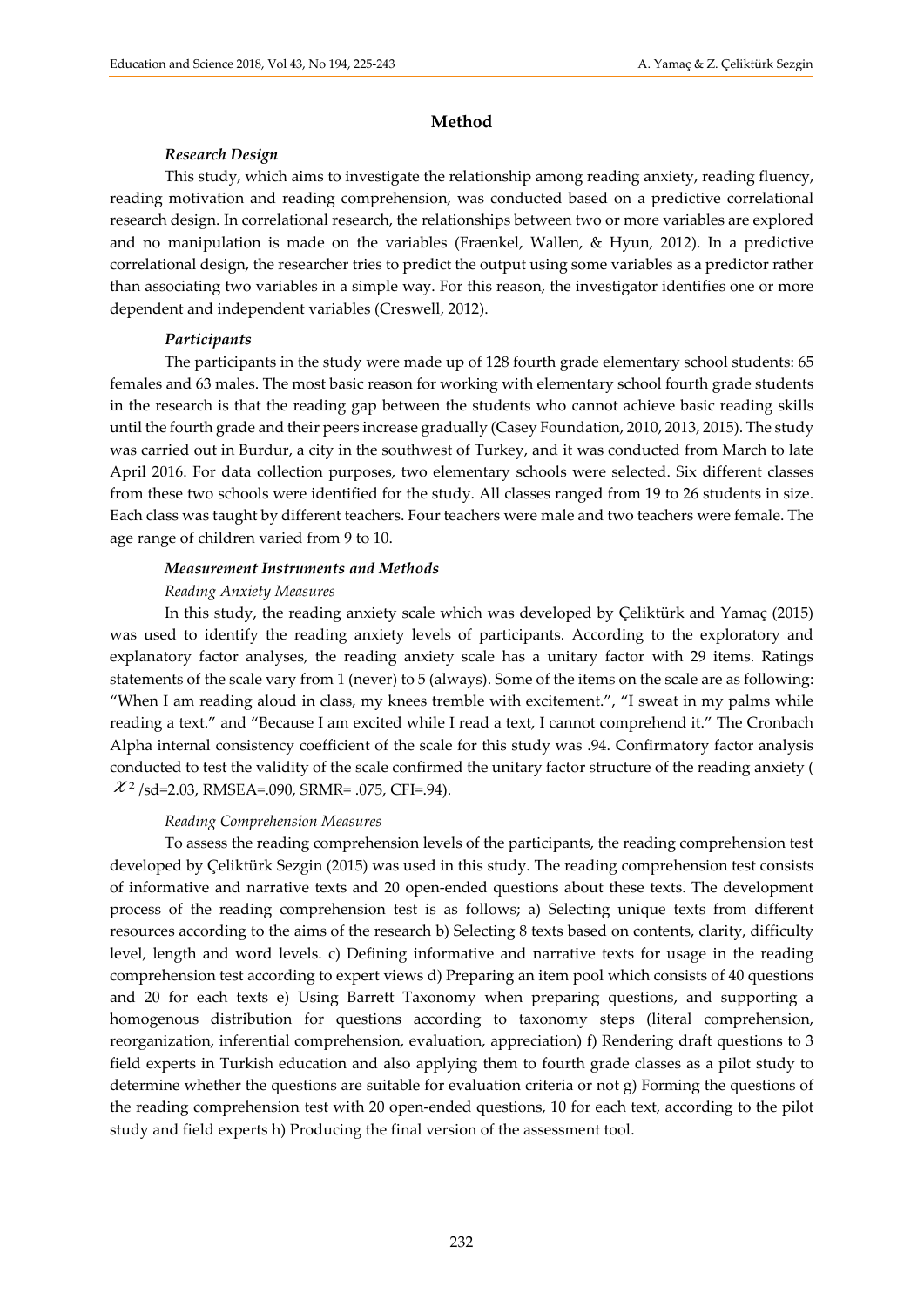## Method

### *Research Design*

This study, which aims to investigate the relationship among reading anxiety, reading fluency, reading motivation and reading comprehension, was conducted based on a predictive correlational research design. In correlational research, the relationships between two or more variables are explored and no manipulation is made on the variables (Fraenkel, Wallen, & Hyun, 2012). In a predictive correlational design, the researcher tries to predict the output using some variables as a predictor rather than associating two variables in a simple way. For this reason, the investigator identifies one or more dependent and independent variables (Creswell, 2012).

### *Participants*

The participants in the study were made up of 128 fourth grade elementary school students: 65 females and 63 males. The most basic reason for working with elementary school fourth grade students in the research is that the reading gap between the students who cannot achieve basic reading skills until the fourth grade and their peers increase gradually (Casey Foundation, 2010, 2013, 2015). The study was carried out in Burdur, a city in the southwest of Turkey, and it was conducted from March to late April 2016. For data collection purposes, two elementary schools were selected. Six different classes from these two schools were identified for the study. All classes ranged from 19 to 26 students in size. Each class was taught by different teachers. Four teachers were male and two teachers were female. The age range of children varied from 9 to 10.

### *Measurement Instruments and Methods*

#### *Reading Anxiety Measures*

In this study, the reading anxiety scale which was developed by Çeliktürk and Yamaç (2015) was used to identify the reading anxiety levels of participants. According to the exploratory and explanatory factor analyses, the reading anxiety scale has a unitary factor with 29 items. Ratings statements of the scale vary from 1 (never) to 5 (always). Some of the items on the scale are as following: "When I am reading aloud in class, my knees tremble with excitement.", "I sweat in my palms while reading a text." and "Because I am excited while I read a text, I cannot comprehend it." The Cronbach Alpha internal consistency coefficient of the scale for this study was .94. Confirmatory factor analysis conducted to test the validity of the scale confirmed the unitary factor structure of the reading anxiety ($\chi^2$/sd=2.03, RMSEA=.090, SRMR= .075, CFI=.94).

#### *Reading Comprehension Measures*

To assess the reading comprehension levels of the participants, the reading comprehension test developed by Çeliktürk Sezgin (2015) was used in this study. The reading comprehension test consists of informative and narrative texts and 20 open-ended questions about these texts. The development process of the reading comprehension test is as follows; a) Selecting unique texts from different resources according to the aims of the research b) Selecting 8 texts based on contents, clarity, difficulty level, length and word levels. c) Defining informative and narrative texts for usage in the reading comprehension test according to expert views d) Preparing an item pool which consists of 40 questions and 20 for each texts e) Using Barrett Taxonomy when preparing questions, and supporting a homogenous distribution for questions according to taxonomy steps (literal comprehension, reorganization, inferential comprehension, evaluation, appreciation) f) Rendering draft questions to 3 field experts in Turkish education and also applying them to fourth grade classes as a pilot study to determine whether the questions are suitable for evaluation criteria or not g) Forming the questions of the reading comprehension test with 20 open-ended questions, 10 for each text, according to the pilot study and field experts h) Producing the final version of the assessment tool.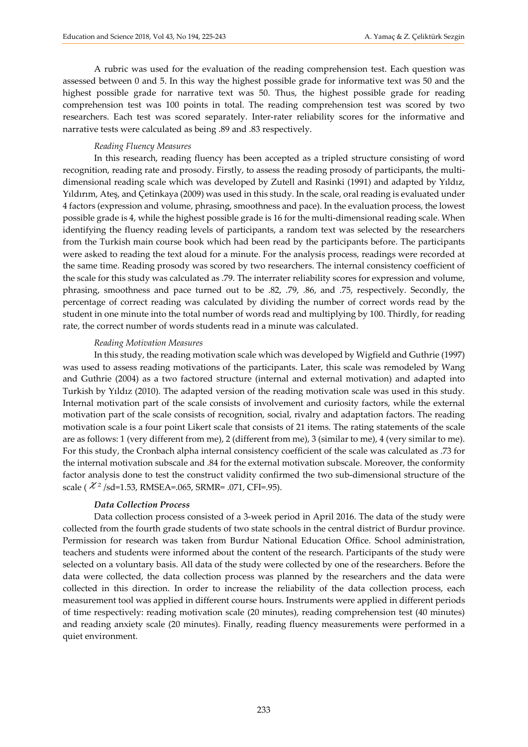A rubric was used for the evaluation of the reading comprehension test. Each question was assessed between 0 and 5. In this way the highest possible grade for informative text was 50 and the highest possible grade for narrative text was 50. Thus, the highest possible grade for reading comprehension test was 100 points in total. The reading comprehension test was scored by two researchers. Each test was scored separately. Inter-rater reliability scores for the informative and narrative tests were calculated as being .89 and .83 respectively.

*Reading Fluency Measures*

In this research, reading fluency has been accepted as a tripled structure consisting of word recognition, reading rate and prosody. Firstly, to assess the reading prosody of participants, the multi-dimensional reading scale which was developed by Zutell and Rasinki (1991) and adapted by Yıldız, Yıldırım, Ateş, and Çetinkaya (2009) was used in this study. In the scale, oral reading is evaluated under 4 factors (expression and volume, phrasing, smoothness and pace). In the evaluation process, the lowest possible grade is 4, while the highest possible grade is 16 for the multi-dimensional reading scale. When identifying the fluency reading levels of participants, a random text was selected by the researchers from the Turkish main course book which had been read by the participants before. The participants were asked to reading the text aloud for a minute. For the analysis process, readings were recorded at the same time. Reading prosody was scored by two researchers. The internal consistency coefficient of the scale for this study was calculated as .79. The interrater reliability scores for expression and volume, phrasing, smoothness and pace turned out to be .82, .79, .86, and .75, respectively. Secondly, the percentage of correct reading was calculated by dividing the number of correct words read by the student in one minute into the total number of words read and multiplying by 100. Thirdly, for reading rate, the correct number of words students read in a minute was calculated.

*Reading Motivation Measures*

In this study, the reading motivation scale which was developed by Wigfield and Guthrie (1997) was used to assess reading motivations of the participants. Later, this scale was remodeled by Wang and Guthrie (2004) as a two factored structure (internal and external motivation) and adapted into Turkish by Yıldız (2010). The adapted version of the reading motivation scale was used in this study. Internal motivation part of the scale consists of involvement and curiosity factors, while the external motivation part of the scale consists of recognition, social, rivalry and adaptation factors. The reading motivation scale is a four point Likert scale that consists of 21 items. The rating statements of the scale are as follows: 1 (very different from me), 2 (different from me), 3 (similar to me), 4 (very similar to me). For this study, the Cronbach alpha internal consistency coefficient of the scale was calculated as .73 for the internal motivation subscale and .84 for the external motivation subscale. Moreover, the conformity factor analysis done to test the construct validity confirmed the two sub-dimensional structure of the scale ( $\chi^2$ /sd=1.53, RMSEA=.065, SRMR= .071, CFI=.95).

***Data Collection Process***

Data collection process consisted of a 3-week period in April 2016. The data of the study were collected from the fourth grade students of two state schools in the central district of Burdur province. Permission for research was taken from Burdur National Education Office. School administration, teachers and students were informed about the content of the research. Participants of the study were selected on a voluntary basis. All data of the study were collected by one of the researchers. Before the data were collected, the data collection process was planned by the researchers and the data were collected in this direction. In order to increase the reliability of the data collection process, each measurement tool was applied in different course hours. Instruments were applied in different periods of time respectively: reading motivation scale (20 minutes), reading comprehension test (40 minutes) and reading anxiety scale (20 minutes). Finally, reading fluency measurements were performed in a quiet environment.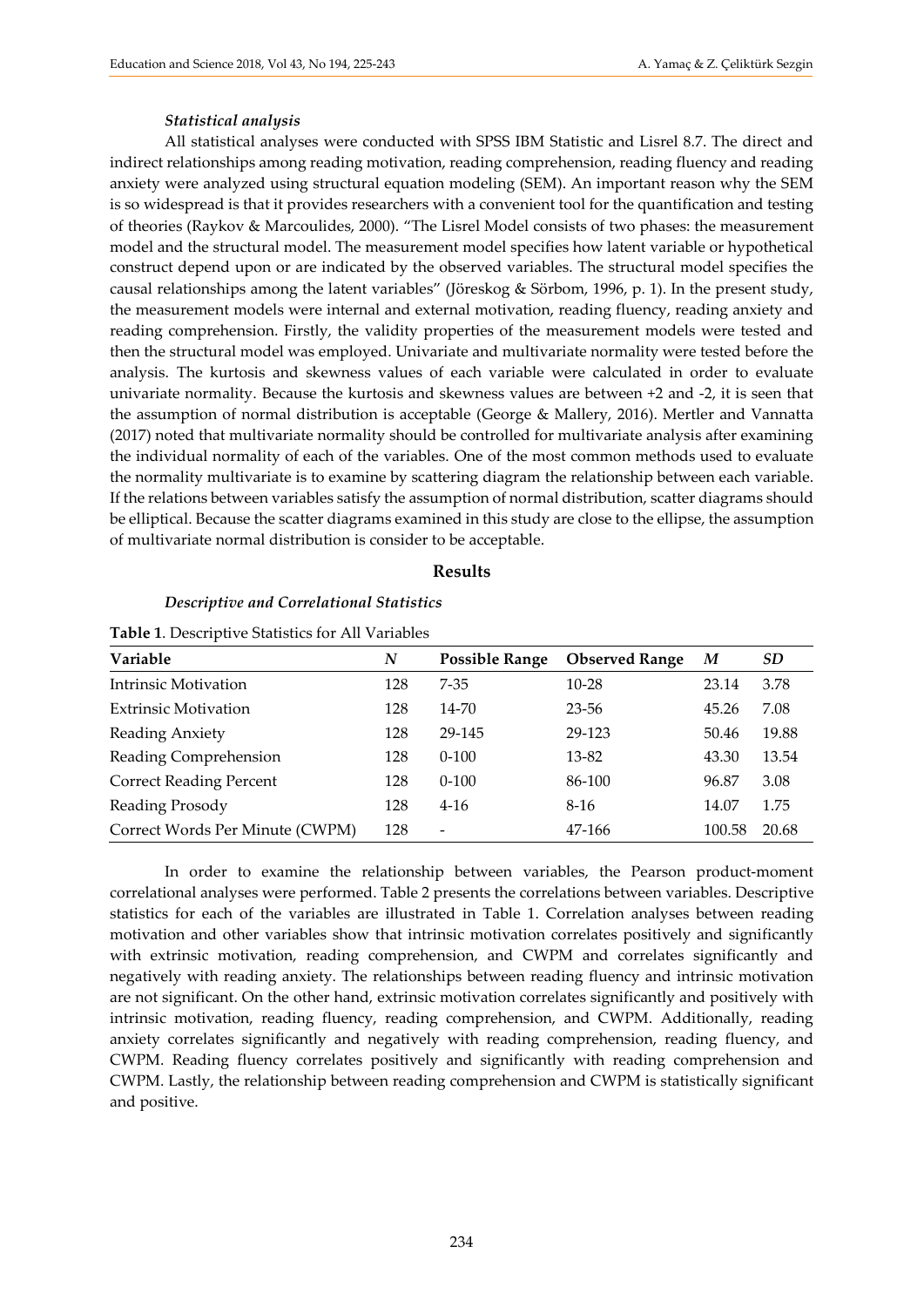#### *Statistical analysis*

All statistical analyses were conducted with SPSS IBM Statistic and Lisrel 8.7. The direct and indirect relationships among reading motivation, reading comprehension, reading fluency and reading anxiety were analyzed using structural equation modeling (SEM). An important reason why the SEM is so widespread is that it provides researchers with a convenient tool for the quantification and testing of theories (Raykov & Marcoulides, 2000). "The Lisrel Model consists of two phases: the measurement model and the structural model. The measurement model specifies how latent variable or hypothetical construct depend upon or are indicated by the observed variables. The structural model specifies the causal relationships among the latent variables" (Jöreskog & Sörbom, 1996, p. 1). In the present study, the measurement models were internal and external motivation, reading fluency, reading anxiety and reading comprehension. Firstly, the validity properties of the measurement models were tested and then the structural model was employed. Univariate and multivariate normality were tested before the analysis. The kurtosis and skewness values of each variable were calculated in order to evaluate univariate normality. Because the kurtosis and skewness values are between +2 and -2, it is seen that the assumption of normal distribution is acceptable (George & Mallery, 2016). Mertler and Vannatta (2017) noted that multivariate normality should be controlled for multivariate analysis after examining the individual normality of each of the variables. One of the most common methods used to evaluate the normality multivariate is to examine by scattering diagram the relationship between each variable. If the relations between variables satisfy the assumption of normal distribution, scatter diagrams should be elliptical. Because the scatter diagrams examined in this study are close to the ellipse, the assumption of multivariate normal distribution is consider to be acceptable.

## Results

#### *Descriptive and Correlational Statistics*

**Table 1**. Descriptive Statistics for All Variables

| Variable | *N* | Possible Range | Observed Range | *M* | *SD* |
|---|---|---|---|---|---|
| Intrinsic Motivation | 128 | 7-35 | 10-28 | 23.14 | 3.78 |
| Extrinsic Motivation | 128 | 14-70 | 23-56 | 45.26 | 7.08 |
| Reading Anxiety | 128 | 29-145 | 29-123 | 50.46 | 19.88 |
| Reading Comprehension | 128 | 0-100 | 13-82 | 43.30 | 13.54 |
| Correct Reading Percent | 128 | 0-100 | 86-100 | 96.87 | 3.08 |
| Reading Prosody | 128 | 4-16 | 8-16 | 14.07 | 1.75 |
| Correct Words Per Minute (CWPM) | 128 | - | 47-166 | 100.58 | 20.68 |

In order to examine the relationship between variables, the Pearson product-moment correlational analyses were performed. Table 2 presents the correlations between variables. Descriptive statistics for each of the variables are illustrated in Table 1. Correlation analyses between reading motivation and other variables show that intrinsic motivation correlates positively and significantly with extrinsic motivation, reading comprehension, and CWPM and correlates significantly and negatively with reading anxiety. The relationships between reading fluency and intrinsic motivation are not significant. On the other hand, extrinsic motivation correlates significantly and positively with intrinsic motivation, reading fluency, reading comprehension, and CWPM. Additionally, reading anxiety correlates significantly and negatively with reading comprehension, reading fluency, and CWPM. Reading fluency correlates positively and significantly with reading comprehension and CWPM. Lastly, the relationship between reading comprehension and CWPM is statistically significant and positive.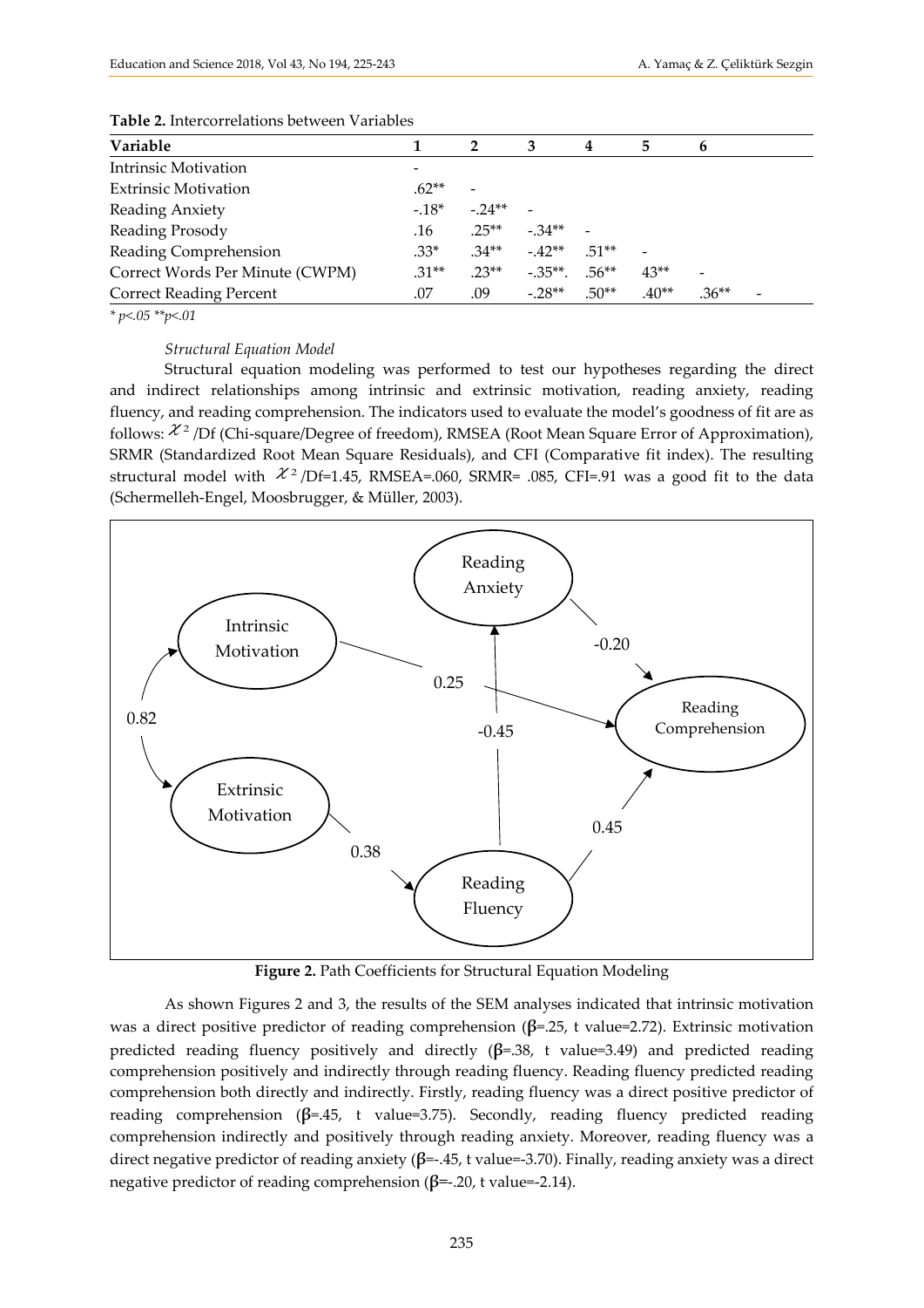**Table 2.** Intercorrelations between Variables

| Variable | 1 | 2 | 3 | 4 | 5 | 6 | |
|---|---|---|---|---|---|---|---|
| Intrinsic Motivation | - | | | | | | |
| Extrinsic Motivation | .62** | - | | | | | |
| Reading Anxiety | -.18* | -.24** | - | | | | |
| Reading Prosody | .16 | .25** | -.34** | - | | | |
| Reading Comprehension | .33* | .34** | -.42** | .51** | - | | |
| Correct Words Per Minute (CWPM) | .31** | .23** | -.35**. | .56** | 43** | - | |
| Correct Reading Percent | .07 | .09 | -.28** | .50** | .40** | .36** | - |

*\* p<.05 \*\*p<.01*

*Structural Equation Model*

Structural equation modeling was performed to test our hypotheses regarding the direct and indirect relationships among intrinsic and extrinsic motivation, reading anxiety, reading fluency, and reading comprehension. The indicators used to evaluate the model's goodness of fit are as follows: $\chi^2$ /Df (Chi-square/Degree of freedom), RMSEA (Root Mean Square Error of Approximation), SRMR (Standardized Root Mean Square Residuals), and CFI (Comparative fit index). The resulting structural model with $\chi^2$ /Df=1.45, RMSEA=.060, SRMR= .085, CFI=.91 was a good fit to the data (Schermelleh-Engel, Moosbrugger, & Müller, 2003).

**Figure 2.** Path Coefficients for Structural Equation Modeling

As shown Figures 2 and 3, the results of the SEM analyses indicated that intrinsic motivation was a direct positive predictor of reading comprehension (β=.25, t value=2.72). Extrinsic motivation predicted reading fluency positively and directly (β=.38, t value=3.49) and predicted reading comprehension positively and indirectly through reading fluency. Reading fluency predicted reading comprehension both directly and indirectly. Firstly, reading fluency was a direct positive predictor of reading comprehension (β=.45, t value=3.75). Secondly, reading fluency predicted reading comprehension indirectly and positively through reading anxiety. Moreover, reading fluency was a direct negative predictor of reading anxiety (β=-.45, t value=-3.70). Finally, reading anxiety was a direct negative predictor of reading comprehension (β=-.20, t value=-2.14).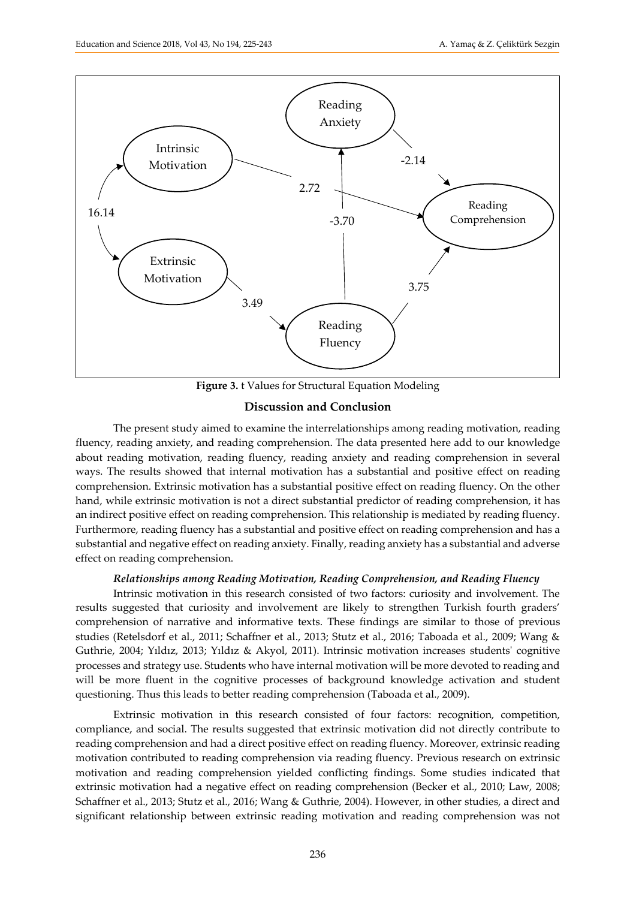**Figure 3.** t Values for Structural Equation Modeling

## Discussion and Conclusion

The present study aimed to examine the interrelationships among reading motivation, reading fluency, reading anxiety, and reading comprehension. The data presented here add to our knowledge about reading motivation, reading fluency, reading anxiety and reading comprehension in several ways. The results showed that internal motivation has a substantial and positive effect on reading comprehension. Extrinsic motivation has a substantial positive effect on reading fluency. On the other hand, while extrinsic motivation is not a direct substantial predictor of reading comprehension, it has an indirect positive effect on reading comprehension. This relationship is mediated by reading fluency. Furthermore, reading fluency has a substantial and positive effect on reading comprehension and has a substantial and negative effect on reading anxiety. Finally, reading anxiety has a substantial and adverse effect on reading comprehension.

### *Relationships among Reading Motivation, Reading Comprehension, and Reading Fluency*

Intrinsic motivation in this research consisted of two factors: curiosity and involvement. The results suggested that curiosity and involvement are likely to strengthen Turkish fourth graders' comprehension of narrative and informative texts. These findings are similar to those of previous studies (Retelsdorf et al., 2011; Schaffner et al., 2013; Stutz et al., 2016; Taboada et al., 2009; Wang & Guthrie, 2004; Yıldız, 2013; Yıldız & Akyol, 2011). Intrinsic motivation increases students' cognitive processes and strategy use. Students who have internal motivation will be more devoted to reading and will be more fluent in the cognitive processes of background knowledge activation and student questioning. Thus this leads to better reading comprehension (Taboada et al., 2009).

Extrinsic motivation in this research consisted of four factors: recognition, competition, compliance, and social. The results suggested that extrinsic motivation did not directly contribute to reading comprehension and had a direct positive effect on reading fluency. Moreover, extrinsic reading motivation contributed to reading comprehension via reading fluency. Previous research on extrinsic motivation and reading comprehension yielded conflicting findings. Some studies indicated that extrinsic motivation had a negative effect on reading comprehension (Becker et al., 2010; Law, 2008; Schaffner et al., 2013; Stutz et al., 2016; Wang & Guthrie, 2004). However, in other studies, a direct and significant relationship between extrinsic reading motivation and reading comprehension was not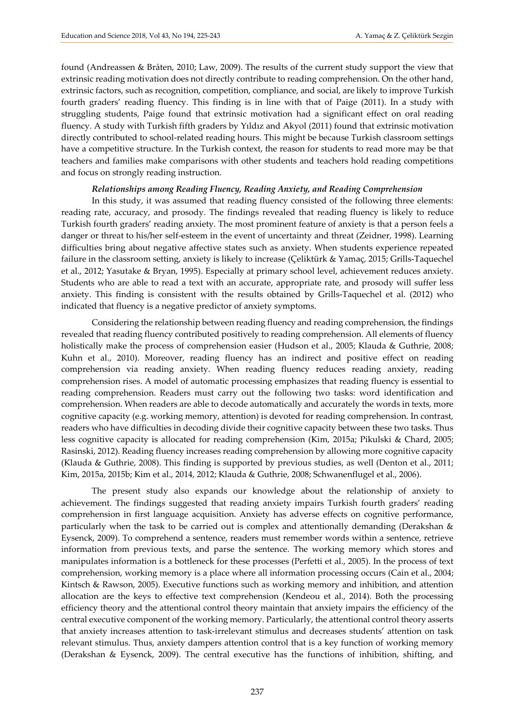found (Andreassen & Bråten, 2010; Law, 2009). The results of the current study support the view that extrinsic reading motivation does not directly contribute to reading comprehension. On the other hand, extrinsic factors, such as recognition, competition, compliance, and social, are likely to improve Turkish fourth graders' reading fluency. This finding is in line with that of Paige (2011). In a study with struggling students, Paige found that extrinsic motivation had a significant effect on oral reading fluency. A study with Turkish fifth graders by Yıldız and Akyol (2011) found that extrinsic motivation directly contributed to school-related reading hours. This might be because Turkish classroom settings have a competitive structure. In the Turkish context, the reason for students to read more may be that teachers and families make comparisons with other students and teachers hold reading competitions and focus on strongly reading instruction.

***Relationships among Reading Fluency, Reading Anxiety, and Reading Comprehension***

In this study, it was assumed that reading fluency consisted of the following three elements: reading rate, accuracy, and prosody. The findings revealed that reading fluency is likely to reduce Turkish fourth graders' reading anxiety. The most prominent feature of anxiety is that a person feels a danger or threat to his/her self-esteem in the event of uncertainty and threat (Zeidner, 1998). Learning difficulties bring about negative affective states such as anxiety. When students experience repeated failure in the classroom setting, anxiety is likely to increase (Çeliktürk & Yamaç, 2015; Grills-Taquechel et al., 2012; Yasutake & Bryan, 1995). Especially at primary school level, achievement reduces anxiety. Students who are able to read a text with an accurate, appropriate rate, and prosody will suffer less anxiety. This finding is consistent with the results obtained by Grills-Taquechel et al. (2012) who indicated that fluency is a negative predictor of anxiety symptoms.

Considering the relationship between reading fluency and reading comprehension, the findings revealed that reading fluency contributed positively to reading comprehension. All elements of fluency holistically make the process of comprehension easier (Hudson et al., 2005; Klauda & Guthrie, 2008; Kuhn et al., 2010). Moreover, reading fluency has an indirect and positive effect on reading comprehension via reading anxiety. When reading fluency reduces reading anxiety, reading comprehension rises. A model of automatic processing emphasizes that reading fluency is essential to reading comprehension. Readers must carry out the following two tasks: word identification and comprehension. When readers are able to decode automatically and accurately the words in texts, more cognitive capacity (e.g. working memory, attention) is devoted for reading comprehension. In contrast, readers who have difficulties in decoding divide their cognitive capacity between these two tasks. Thus less cognitive capacity is allocated for reading comprehension (Kim, 2015a; Pikulski & Chard, 2005; Rasinski, 2012). Reading fluency increases reading comprehension by allowing more cognitive capacity (Klauda & Guthrie, 2008). This finding is supported by previous studies, as well (Denton et al., 2011; Kim, 2015a, 2015b; Kim et al., 2014, 2012; Klauda & Guthrie, 2008; Schwanenflugel et al., 2006).

The present study also expands our knowledge about the relationship of anxiety to achievement. The findings suggested that reading anxiety impairs Turkish fourth graders' reading comprehension in first language acquisition. Anxiety has adverse effects on cognitive performance, particularly when the task to be carried out is complex and attentionally demanding (Derakshan & Eysenck, 2009). To comprehend a sentence, readers must remember words within a sentence, retrieve information from previous texts, and parse the sentence. The working memory which stores and manipulates information is a bottleneck for these processes (Perfetti et al., 2005). In the process of text comprehension, working memory is a place where all information processing occurs (Cain et al., 2004; Kintsch & Rawson, 2005). Executive functions such as working memory and inhibition, and attention allocation are the keys to effective text comprehension (Kendeou et al., 2014). Both the processing efficiency theory and the attentional control theory maintain that anxiety impairs the efficiency of the central executive component of the working memory. Particularly, the attentional control theory asserts that anxiety increases attention to task-irrelevant stimulus and decreases students' attention on task relevant stimulus. Thus, anxiety dampers attention control that is a key function of working memory (Derakshan & Eysenck, 2009). The central executive has the functions of inhibition, shifting, and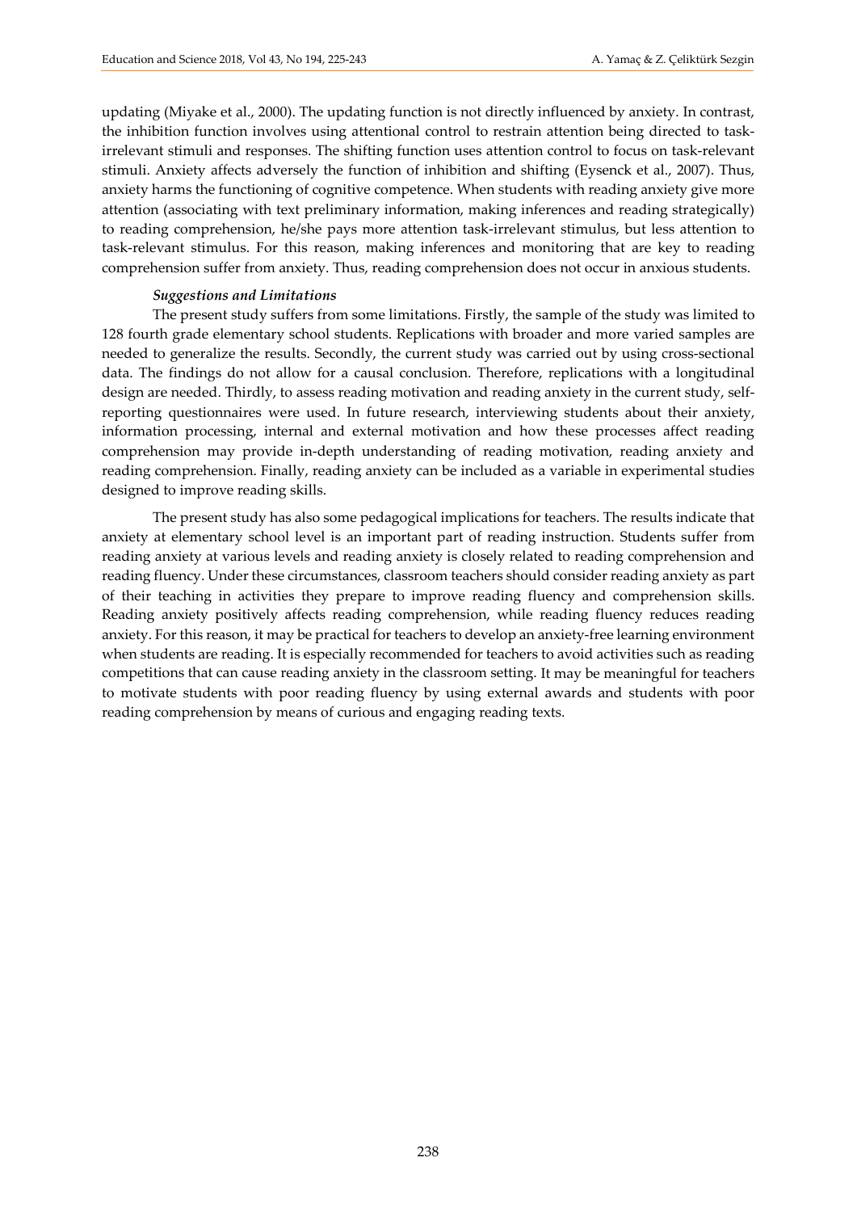updating (Miyake et al., 2000). The updating function is not directly influenced by anxiety. In contrast, the inhibition function involves using attentional control to restrain attention being directed to task-irrelevant stimuli and responses. The shifting function uses attention control to focus on task-relevant stimuli. Anxiety affects adversely the function of inhibition and shifting (Eysenck et al., 2007). Thus, anxiety harms the functioning of cognitive competence. When students with reading anxiety give more attention (associating with text preliminary information, making inferences and reading strategically) to reading comprehension, he/she pays more attention task-irrelevant stimulus, but less attention to task-relevant stimulus. For this reason, making inferences and monitoring that are key to reading comprehension suffer from anxiety. Thus, reading comprehension does not occur in anxious students.

***Suggestions and Limitations***

The present study suffers from some limitations. Firstly, the sample of the study was limited to 128 fourth grade elementary school students. Replications with broader and more varied samples are needed to generalize the results. Secondly, the current study was carried out by using cross-sectional data. The findings do not allow for a causal conclusion. Therefore, replications with a longitudinal design are needed. Thirdly, to assess reading motivation and reading anxiety in the current study, self-reporting questionnaires were used. In future research, interviewing students about their anxiety, information processing, internal and external motivation and how these processes affect reading comprehension may provide in-depth understanding of reading motivation, reading anxiety and reading comprehension. Finally, reading anxiety can be included as a variable in experimental studies designed to improve reading skills.

The present study has also some pedagogical implications for teachers. The results indicate that anxiety at elementary school level is an important part of reading instruction. Students suffer from reading anxiety at various levels and reading anxiety is closely related to reading comprehension and reading fluency. Under these circumstances, classroom teachers should consider reading anxiety as part of their teaching in activities they prepare to improve reading fluency and comprehension skills. Reading anxiety positively affects reading comprehension, while reading fluency reduces reading anxiety. For this reason, it may be practical for teachers to develop an anxiety-free learning environment when students are reading. It is especially recommended for teachers to avoid activities such as reading competitions that can cause reading anxiety in the classroom setting. It may be meaningful for teachers to motivate students with poor reading fluency by using external awards and students with poor reading comprehension by means of curious and engaging reading texts.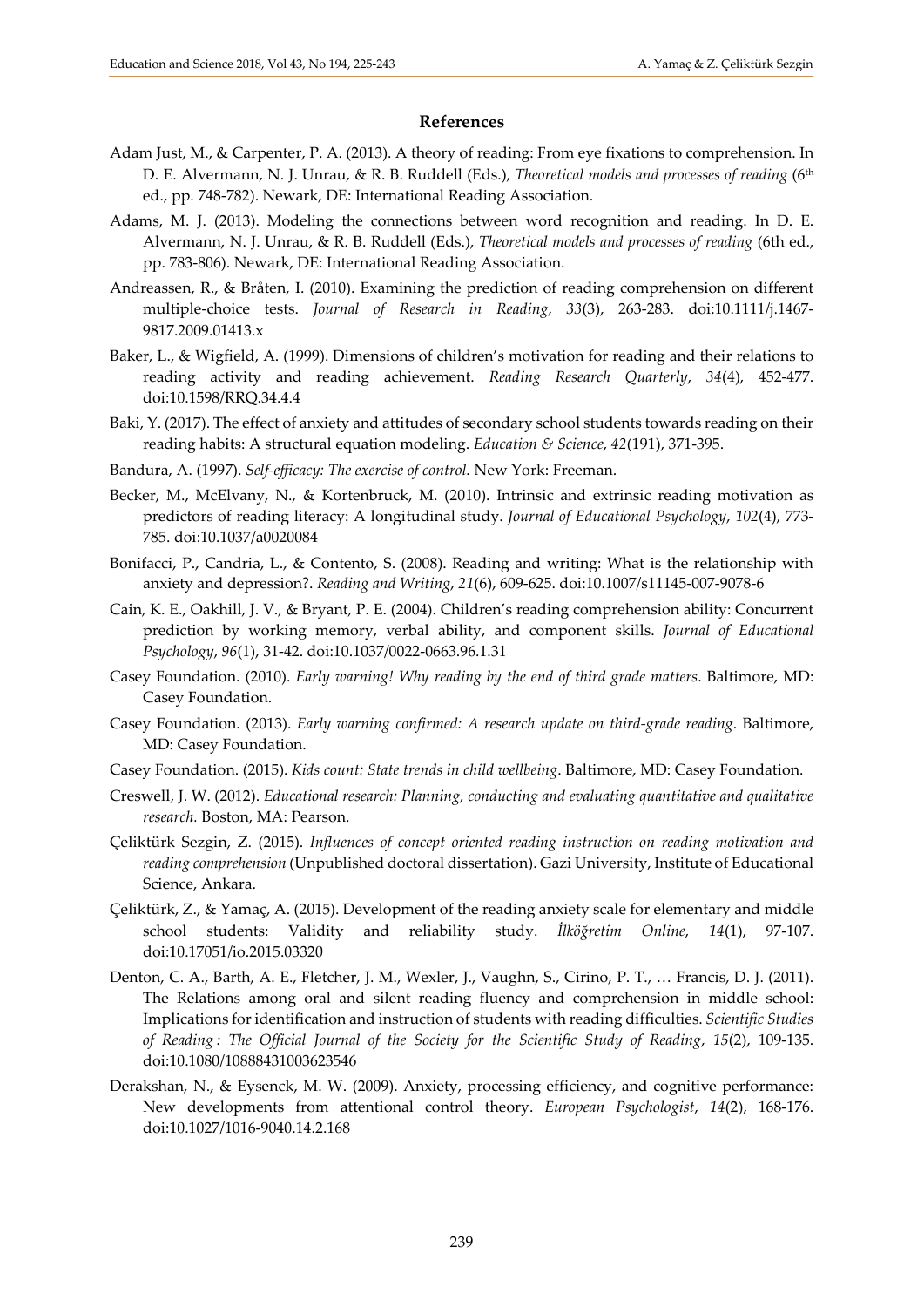## References

Adam Just, M., & Carpenter, P. A. (2013). A theory of reading: From eye fixations to comprehension. In D. E. Alvermann, N. J. Unrau, & R. B. Ruddell (Eds.), *Theoretical models and processes of reading* (6th ed., pp. 748-782). Newark, DE: International Reading Association.

Adams, M. J. (2013). Modeling the connections between word recognition and reading. In D. E. Alvermann, N. J. Unrau, & R. B. Ruddell (Eds.), *Theoretical models and processes of reading* (6th ed., pp. 783-806). Newark, DE: International Reading Association.

Andreassen, R., & Bråten, I. (2010). Examining the prediction of reading comprehension on different multiple-choice tests. *Journal of Research in Reading*, *33*(3), 263-283. doi:10.1111/j.1467-9817.2009.01413.x

Baker, L., & Wigfield, A. (1999). Dimensions of children's motivation for reading and their relations to reading activity and reading achievement. *Reading Research Quarterly*, *34*(4), 452-477. doi:10.1598/RRQ.34.4.4

Baki, Y. (2017). The effect of anxiety and attitudes of secondary school students towards reading on their reading habits: A structural equation modeling. *Education & Science*, *42*(191), 371-395.

Bandura, A. (1997). *Self-efficacy: The exercise of control.* New York: Freeman.

Becker, M., McElvany, N., & Kortenbruck, M. (2010). Intrinsic and extrinsic reading motivation as predictors of reading literacy: A longitudinal study. *Journal of Educational Psychology*, *102*(4), 773-785. doi:10.1037/a0020084

Bonifacci, P., Candria, L., & Contento, S. (2008). Reading and writing: What is the relationship with anxiety and depression?. *Reading and Writing*, *21*(6), 609-625. doi:10.1007/s11145-007-9078-6

Cain, K. E., Oakhill, J. V., & Bryant, P. E. (2004). Children's reading comprehension ability: Concurrent prediction by working memory, verbal ability, and component skills. *Journal of Educational Psychology*, *96*(1), 31-42. doi:10.1037/0022-0663.96.1.31

Casey Foundation. (2010). *Early warning! Why reading by the end of third grade matters*. Baltimore, MD: Casey Foundation.

Casey Foundation. (2013). *Early warning confirmed: A research update on third-grade reading*. Baltimore, MD: Casey Foundation.

Casey Foundation. (2015). *Kids count: State trends in child wellbeing*. Baltimore, MD: Casey Foundation.

Creswell, J. W. (2012). *Educational research: Planning, conducting and evaluating quantitative and qualitative research.* Boston, MA: Pearson.

Çeliktürk Sezgin, Z. (2015). *Influences of concept oriented reading instruction on reading motivation and reading comprehension* (Unpublished doctoral dissertation). Gazi University, Institute of Educational Science, Ankara.

Çeliktürk, Z., & Yamaç, A. (2015). Development of the reading anxiety scale for elementary and middle school students: Validity and reliability study. *İlköğretim Online*, *14*(1), 97-107. doi:10.17051/io.2015.03320

Denton, C. A., Barth, A. E., Fletcher, J. M., Wexler, J., Vaughn, S., Cirino, P. T., … Francis, D. J. (2011). The Relations among oral and silent reading fluency and comprehension in middle school: Implications for identification and instruction of students with reading difficulties. *Scientific Studies of Reading : The Official Journal of the Society for the Scientific Study of Reading*, *15*(2), 109-135. doi:10.1080/10888431003623546

Derakshan, N., & Eysenck, M. W. (2009). Anxiety, processing efficiency, and cognitive performance: New developments from attentional control theory. *European Psychologist*, *14*(2), 168-176. doi:10.1027/1016-9040.14.2.168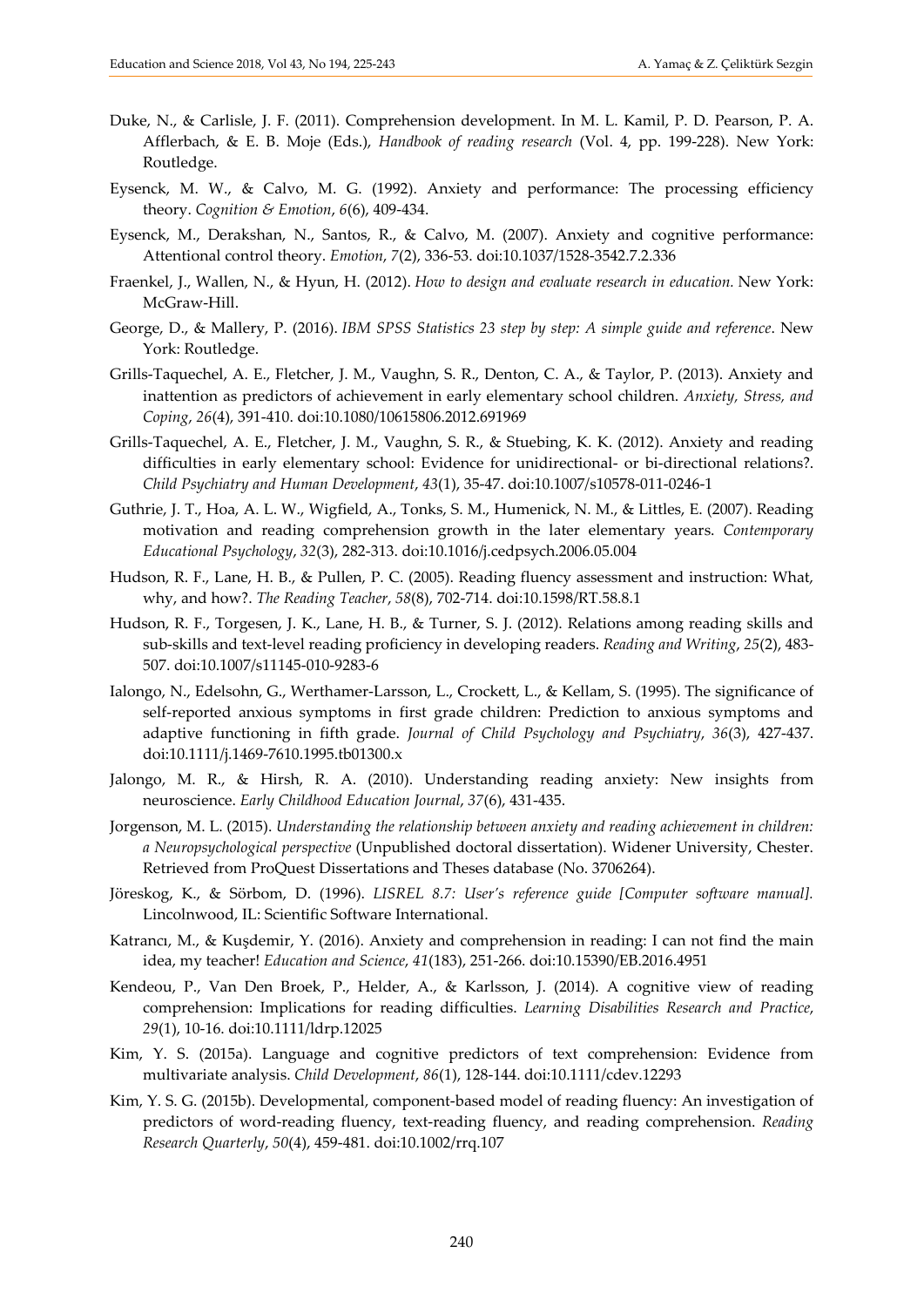Duke, N., & Carlisle, J. F. (2011). Comprehension development. In M. L. Kamil, P. D. Pearson, P. A. Afflerbach, & E. B. Moje (Eds.), *Handbook of reading research* (Vol. 4, pp. 199-228). New York: Routledge.

Eysenck, M. W., & Calvo, M. G. (1992). Anxiety and performance: The processing efficiency theory. *Cognition & Emotion*, *6*(6), 409-434.

Eysenck, M., Derakshan, N., Santos, R., & Calvo, M. (2007). Anxiety and cognitive performance: Attentional control theory. *Emotion*, *7*(2), 336-53. doi:10.1037/1528-3542.7.2.336

Fraenkel, J., Wallen, N., & Hyun, H. (2012). *How to design and evaluate research in education.* New York: McGraw-Hill.

George, D., & Mallery, P. (2016). *IBM SPSS Statistics 23 step by step: A simple guide and reference*. New York: Routledge.

Grills-Taquechel, A. E., Fletcher, J. M., Vaughn, S. R., Denton, C. A., & Taylor, P. (2013). Anxiety and inattention as predictors of achievement in early elementary school children. *Anxiety, Stress, and Coping*, *26*(4), 391-410. doi:10.1080/10615806.2012.691969

Grills-Taquechel, A. E., Fletcher, J. M., Vaughn, S. R., & Stuebing, K. K. (2012). Anxiety and reading difficulties in early elementary school: Evidence for unidirectional- or bi-directional relations?. *Child Psychiatry and Human Development*, *43*(1), 35-47. doi:10.1007/s10578-011-0246-1

Guthrie, J. T., Hoa, A. L. W., Wigfield, A., Tonks, S. M., Humenick, N. M., & Littles, E. (2007). Reading motivation and reading comprehension growth in the later elementary years. *Contemporary Educational Psychology*, *32*(3), 282-313. doi:10.1016/j.cedpsych.2006.05.004

Hudson, R. F., Lane, H. B., & Pullen, P. C. (2005). Reading fluency assessment and instruction: What, why, and how?. *The Reading Teacher*, *58*(8), 702-714. doi:10.1598/RT.58.8.1

Hudson, R. F., Torgesen, J. K., Lane, H. B., & Turner, S. J. (2012). Relations among reading skills and sub-skills and text-level reading proficiency in developing readers. *Reading and Writing*, *25*(2), 483-507. doi:10.1007/s11145-010-9283-6

Ialongo, N., Edelsohn, G., Werthamer-Larsson, L., Crockett, L., & Kellam, S. (1995). The significance of self-reported anxious symptoms in first grade children: Prediction to anxious symptoms and adaptive functioning in fifth grade. *Journal of Child Psychology and Psychiatry*, *36*(3), 427-437. doi:10.1111/j.1469-7610.1995.tb01300.x

Jalongo, M. R., & Hirsh, R. A. (2010). Understanding reading anxiety: New insights from neuroscience. *Early Childhood Education Journal*, *37*(6), 431-435.

Jorgenson, M. L. (2015). *Understanding the relationship between anxiety and reading achievement in children: a Neuropsychological perspective* (Unpublished doctoral dissertation). Widener University, Chester. Retrieved from ProQuest Dissertations and Theses database (No. 3706264).

Jöreskog, K., & Sörbom, D. (1996). *LISREL 8.7: User's reference guide [Computer software manual].* Lincolnwood, IL: Scientific Software International.

Katrancı, M., & Kuşdemir, Y. (2016). Anxiety and comprehension in reading: I can not find the main idea, my teacher! *Education and Science*, *41*(183), 251-266. doi:10.15390/EB.2016.4951

Kendeou, P., Van Den Broek, P., Helder, A., & Karlsson, J. (2014). A cognitive view of reading comprehension: Implications for reading difficulties. *Learning Disabilities Research and Practice*, *29*(1), 10-16. doi:10.1111/ldrp.12025

Kim, Y. S. (2015a). Language and cognitive predictors of text comprehension: Evidence from multivariate analysis. *Child Development*, *86*(1), 128-144. doi:10.1111/cdev.12293

Kim, Y. S. G. (2015b). Developmental, component-based model of reading fluency: An investigation of predictors of word-reading fluency, text-reading fluency, and reading comprehension. *Reading Research Quarterly*, *50*(4), 459-481. doi:10.1002/rrq.107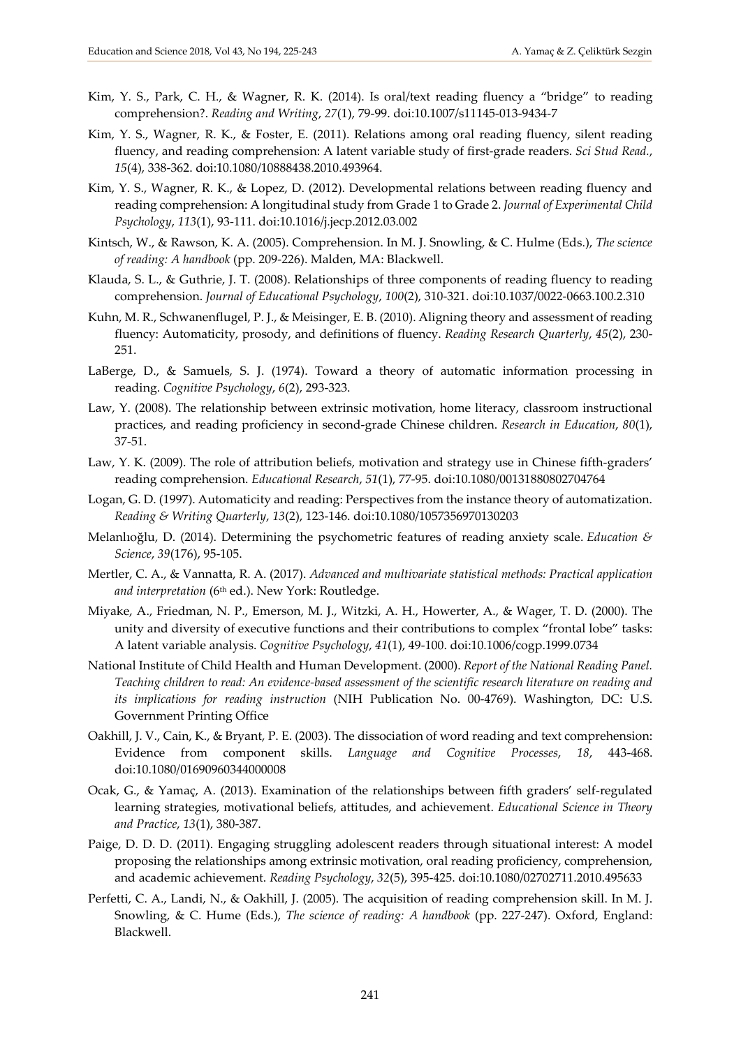Kim, Y. S., Park, C. H., & Wagner, R. K. (2014). Is oral/text reading fluency a "bridge" to reading comprehension?. *Reading and Writing*, *27*(1), 79-99. doi:10.1007/s11145-013-9434-7

Kim, Y. S., Wagner, R. K., & Foster, E. (2011). Relations among oral reading fluency, silent reading fluency, and reading comprehension: A latent variable study of first-grade readers. *Sci Stud Read.*, *15*(4), 338-362. doi:10.1080/10888438.2010.493964.

Kim, Y. S., Wagner, R. K., & Lopez, D. (2012). Developmental relations between reading fluency and reading comprehension: A longitudinal study from Grade 1 to Grade 2. *Journal of Experimental Child Psychology*, *113*(1), 93-111. doi:10.1016/j.jecp.2012.03.002

Kintsch, W., & Rawson, K. A. (2005). Comprehension. In M. J. Snowling, & C. Hulme (Eds.), *The science of reading: A handbook* (pp. 209-226). Malden, MA: Blackwell.

Klauda, S. L., & Guthrie, J. T. (2008). Relationships of three components of reading fluency to reading comprehension. *Journal of Educational Psychology*, *100*(2), 310-321. doi:10.1037/0022-0663.100.2.310

Kuhn, M. R., Schwanenflugel, P. J., & Meisinger, E. B. (2010). Aligning theory and assessment of reading fluency: Automaticity, prosody, and definitions of fluency. *Reading Research Quarterly*, *45*(2), 230-251.

LaBerge, D., & Samuels, S. J. (1974). Toward a theory of automatic information processing in reading. *Cognitive Psychology*, *6*(2), 293-323.

Law, Y. (2008). The relationship between extrinsic motivation, home literacy, classroom instructional practices, and reading proficiency in second-grade Chinese children. *Research in Education*, *80*(1), 37-51.

Law, Y. K. (2009). The role of attribution beliefs, motivation and strategy use in Chinese fifth-graders' reading comprehension. *Educational Research*, *51*(1), 77-95. doi:10.1080/00131880802704764

Logan, G. D. (1997). Automaticity and reading: Perspectives from the instance theory of automatization. *Reading & Writing Quarterly*, *13*(2), 123-146. doi:10.1080/1057356970130203

Melanlıoğlu, D. (2014). Determining the psychometric features of reading anxiety scale. *Education & Science*, *39*(176), 95-105.

Mertler, C. A., & Vannatta, R. A. (2017). *Advanced and multivariate statistical methods: Practical application and interpretation* (6th ed.). New York: Routledge.

Miyake, A., Friedman, N. P., Emerson, M. J., Witzki, A. H., Howerter, A., & Wager, T. D. (2000). The unity and diversity of executive functions and their contributions to complex "frontal lobe" tasks: A latent variable analysis. *Cognitive Psychology*, *41*(1), 49-100. doi:10.1006/cogp.1999.0734

National Institute of Child Health and Human Development. (2000). *Report of the National Reading Panel. Teaching children to read: An evidence-based assessment of the scientific research literature on reading and its implications for reading instruction* (NIH Publication No. 00-4769). Washington, DC: U.S. Government Printing Office

Oakhill, J. V., Cain, K., & Bryant, P. E. (2003). The dissociation of word reading and text comprehension: Evidence from component skills. *Language and Cognitive Processes*, *18*, 443-468. doi:10.1080/01690960344000008

Ocak, G., & Yamaç, A. (2013). Examination of the relationships between fifth graders' self-regulated learning strategies, motivational beliefs, attitudes, and achievement. *Educational Science in Theory and Practice*, *13*(1), 380-387.

Paige, D. D. D. (2011). Engaging struggling adolescent readers through situational interest: A model proposing the relationships among extrinsic motivation, oral reading proficiency, comprehension, and academic achievement. *Reading Psychology*, *32*(5), 395-425. doi:10.1080/02702711.2010.495633

Perfetti, C. A., Landi, N., & Oakhill, J. (2005). The acquisition of reading comprehension skill. In M. J. Snowling, & C. Hume (Eds.), *The science of reading: A handbook* (pp. 227-247). Oxford, England: Blackwell.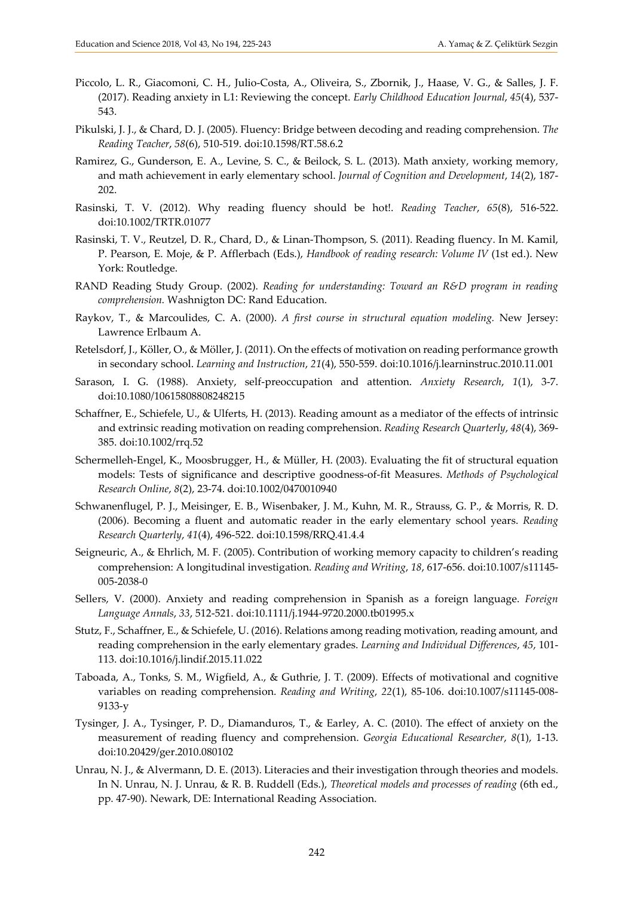Piccolo, L. R., Giacomoni, C. H., Julio-Costa, A., Oliveira, S., Zbornik, J., Haase, V. G., & Salles, J. F. (2017). Reading anxiety in L1: Reviewing the concept. *Early Childhood Education Journal*, *45*(4), 537-543.

Pikulski, J. J., & Chard, D. J. (2005). Fluency: Bridge between decoding and reading comprehension. *The Reading Teacher*, *58*(6), 510-519. doi:10.1598/RT.58.6.2

Ramirez, G., Gunderson, E. A., Levine, S. C., & Beilock, S. L. (2013). Math anxiety, working memory, and math achievement in early elementary school. *Journal of Cognition and Development*, *14*(2), 187-202.

Rasinski, T. V. (2012). Why reading fluency should be hot!. *Reading Teacher*, *65*(8), 516-522. doi:10.1002/TRTR.01077

Rasinski, T. V., Reutzel, D. R., Chard, D., & Linan-Thompson, S. (2011). Reading fluency. In M. Kamil, P. Pearson, E. Moje, & P. Afflerbach (Eds.), *Handbook of reading research: Volume IV* (1st ed.). New York: Routledge.

RAND Reading Study Group. (2002). *Reading for understanding: Toward an R&D program in reading comprehension.* Washnigton DC: Rand Education.

Raykov, T., & Marcoulides, C. A. (2000). *A first course in structural equation modeling.* New Jersey: Lawrence Erlbaum A.

Retelsdorf, J., Köller, O., & Möller, J. (2011). On the effects of motivation on reading performance growth in secondary school. *Learning and Instruction*, *21*(4), 550-559. doi:10.1016/j.learninstruc.2010.11.001

Sarason, I. G. (1988). Anxiety, self-preoccupation and attention. *Anxiety Research*, *1*(1), 3-7. doi:10.1080/10615808808248215

Schaffner, E., Schiefele, U., & Ulferts, H. (2013). Reading amount as a mediator of the effects of intrinsic and extrinsic reading motivation on reading comprehension. *Reading Research Quarterly*, *48*(4), 369-385. doi:10.1002/rrq.52

Schermelleh-Engel, K., Moosbrugger, H., & Müller, H. (2003). Evaluating the fit of structural equation models: Tests of significance and descriptive goodness-of-fit Measures. *Methods of Psychological Research Online*, *8*(2), 23-74. doi:10.1002/0470010940

Schwanenflugel, P. J., Meisinger, E. B., Wisenbaker, J. M., Kuhn, M. R., Strauss, G. P., & Morris, R. D. (2006). Becoming a fluent and automatic reader in the early elementary school years. *Reading Research Quarterly*, *41*(4), 496-522. doi:10.1598/RRQ.41.4.4

Seigneuric, A., & Ehrlich, M. F. (2005). Contribution of working memory capacity to children's reading comprehension: A longitudinal investigation. *Reading and Writing*, *18*, 617-656. doi:10.1007/s11145-005-2038-0

Sellers, V. (2000). Anxiety and reading comprehension in Spanish as a foreign language. *Foreign Language Annals*, *33*, 512-521. doi:10.1111/j.1944-9720.2000.tb01995.x

Stutz, F., Schaffner, E., & Schiefele, U. (2016). Relations among reading motivation, reading amount, and reading comprehension in the early elementary grades. *Learning and Individual Differences*, *45*, 101-113. doi:10.1016/j.lindif.2015.11.022

Taboada, A., Tonks, S. M., Wigfield, A., & Guthrie, J. T. (2009). Effects of motivational and cognitive variables on reading comprehension. *Reading and Writing*, *22*(1), 85-106. doi:10.1007/s11145-008-9133-y

Tysinger, J. A., Tysinger, P. D., Diamanduros, T., & Earley, A. C. (2010). The effect of anxiety on the measurement of reading fluency and comprehension. *Georgia Educational Researcher*, *8*(1), 1-13. doi:10.20429/ger.2010.080102

Unrau, N. J., & Alvermann, D. E. (2013). Literacies and their investigation through theories and models. In N. Unrau, N. J. Unrau, & R. B. Ruddell (Eds.), *Theoretical models and processes of reading* (6th ed., pp. 47-90). Newark, DE: International Reading Association.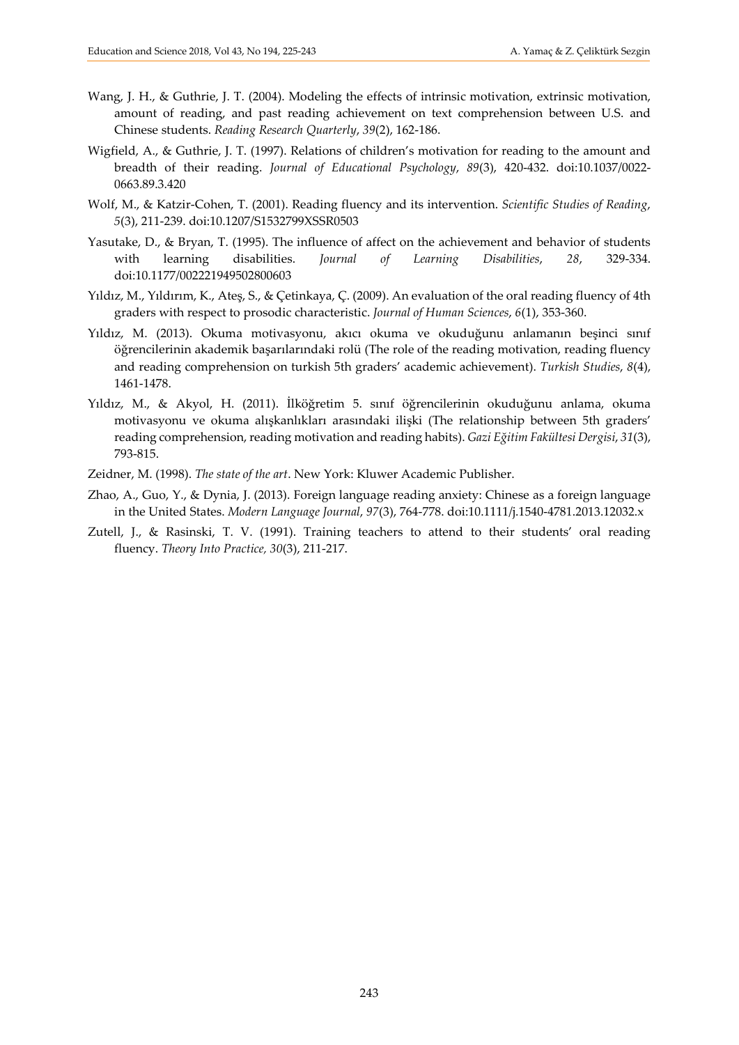Wang, J. H., & Guthrie, J. T. (2004). Modeling the effects of intrinsic motivation, extrinsic motivation, amount of reading, and past reading achievement on text comprehension between U.S. and Chinese students. *Reading Research Quarterly*, *39*(2), 162-186.

Wigfield, A., & Guthrie, J. T. (1997). Relations of children's motivation for reading to the amount and breadth of their reading. *Journal of Educational Psychology*, *89*(3), 420-432. doi:10.1037/0022-0663.89.3.420

Wolf, M., & Katzir-Cohen, T. (2001). Reading fluency and its intervention. *Scientific Studies of Reading*, *5*(3), 211-239. doi:10.1207/S1532799XSSR0503

Yasutake, D., & Bryan, T. (1995). The influence of affect on the achievement and behavior of students with learning disabilities. *Journal of Learning Disabilities*, *28*, 329-334. doi:10.1177/002221949502800603

Yıldız, M., Yıldırım, K., Ateş, S., & Çetinkaya, Ç. (2009). An evaluation of the oral reading fluency of 4th graders with respect to prosodic characteristic. *Journal of Human Sciences*, *6*(1), 353-360.

Yıldız, M. (2013). Okuma motivasyonu, akıcı okuma ve okuduğunu anlamanın beşinci sınıf öğrencilerinin akademik başarılarındaki rolü (The role of the reading motivation, reading fluency and reading comprehension on turkish 5th graders' academic achievement). *Turkish Studies*, *8*(4), 1461-1478.

Yıldız, M., & Akyol, H. (2011). İlköğretim 5. sınıf öğrencilerinin okuduğunu anlama, okuma motivasyonu ve okuma alışkanlıkları arasındaki ilişki (The relationship between 5th graders' reading comprehension, reading motivation and reading habits). *Gazi Eğitim Fakültesi Dergisi*, *31*(3), 793-815.

Zeidner, M. (1998). *The state of the art*. New York: Kluwer Academic Publisher.

Zhao, A., Guo, Y., & Dynia, J. (2013). Foreign language reading anxiety: Chinese as a foreign language in the United States. *Modern Language Journal*, *97*(3), 764-778. doi:10.1111/j.1540-4781.2013.12032.x

Zutell, J., & Rasinski, T. V. (1991). Training teachers to attend to their students' oral reading fluency. *Theory Into Practice*, *30*(3), 211-217.